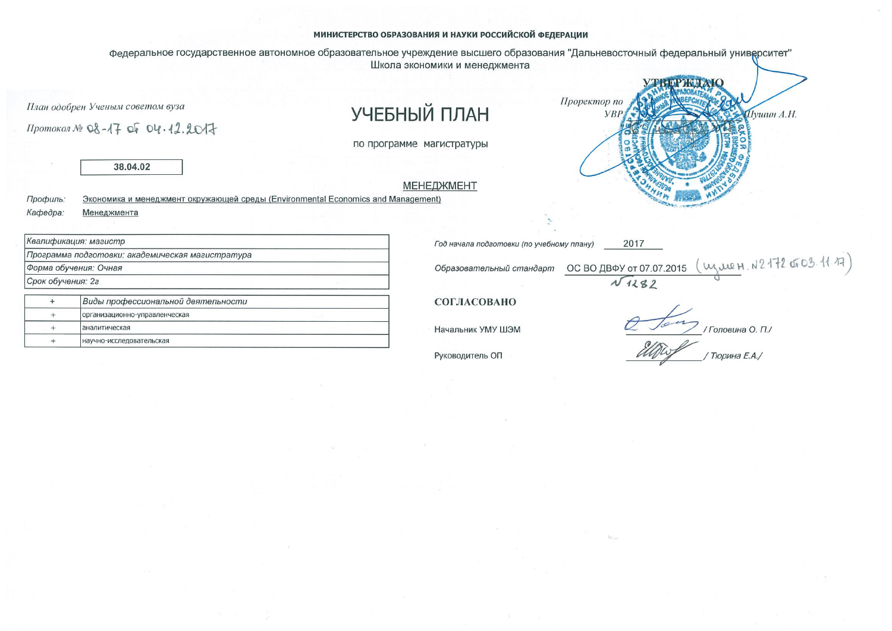**МИНИСТЕРСТВО ОБРАЗОВАНИЯ И НАУКИ РОССИЙСКОЙ ФЕДЕРАЦИИ**

Федеральное государственное автономное образовательное учреждение высшего образования "Дальневосточный федеральный университет"
Школа экономики и менеджмента

**УТВЕРЖДАЮ**

*Проректор по УВР* _________ *Шушин А.Н.*

*План одобрен Ученым советом вуза*

*Протокол №* 08-17 от 04.12.2017

# УЧЕБНЫЙ ПЛАН

по программе магистратуры

**38.04.02**

МЕНЕДЖМЕНТ

*Профиль:* Экономика и менеджмент окружающей среды (Environmental Economics and Management)

*Кафедра:* Менеджмента

| Квалификация: магистр |
|---|
| Программа подготовки: академическая магистратура |
| Форма обучения: Очная |
| Срок обучения: 2г |

| + | Виды профессиональной деятельности |
|---|---|
| + | организационно-управленческая |
| + | аналитическая |
| + | научно-исследовательская |

*Год начала подготовки (по учебному плану)* 2017

*Образовательный стандарт* ОС ВО ДВФУ от 07.07.2015 (измен. №2172 от 03.11.17) №1282

**СОГЛАСОВАНО**

Начальник УМУ ШЭМ _________ / Головина О. П./

Руководитель ОП _________ / Тюрина Е.А./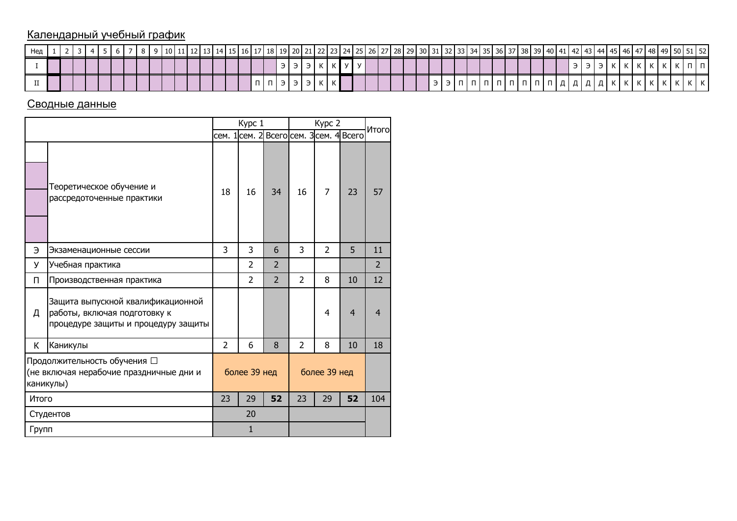## Календарный учебный график

| Нед | 1 | 2 | 3 | 4 | 5 | 6 | 7 | 8 | 9 | 10 | 11 | 12 | 13 | 14 | 15 | 16 | 17 | 18 | 19 | 20 | 21 | 22 | 23 | 24 | 25 | 26 | 27 | 28 | 29 | 30 | 31 | 32 | 33 | 34 | 35 | 36 | 37 | 38 | 39 | 40 | 41 | 42 | 43 | 44 | 45 | 46 | 47 | 48 | 49 | 50 | 51 | 52 |
|---|---|---|---|---|---|---|---|---|---|---|---|---|---|---|---|---|---|---|---|---|---|---|---|---|---|---|---|---|---|---|---|---|---|---|---|---|---|---|---|---|---|---|---|---|---|---|---|---|---|---|---|---|
| I | | | | | | | | | | | | | | | | | | | Э | Э | Э | К | К | У | У | | | | | | | | | | | | | | | | | Э | Э | Э | К | К | К | К | К | К | П | П |
| II | | | | | | | | | | | | | | | | | П | П | Э | Э | Э | К | К | | | | | | | | Э | Э | П | П | П | П | П | П | П | П | Д | Д | Д | Д | К | К | К | К | К | К | К | К |

## Сводные данные

| | | Курс 1 | | | Курс 2 | | | Итого |
|---|---|---|---|---|---|---|---|---|
| | | сем. 1 | сем. 2 | Всего | сем. 3 | сем. 4 | Всего | |
| | Теоретическое обучение и рассредоточенные практики | 18 | 16 | 34 | 16 | 7 | 23 | 57 |
| Э | Экзаменационные сессии | 3 | 3 | 6 | 3 | 2 | 5 | 11 |
| У | Учебная практика | | 2 | 2 | | | | 2 |
| П | Производственная практика | | 2 | 2 | 2 | 8 | 10 | 12 |
| Д | Защита выпускной квалификационной работы, включая подготовку к процедуре защиты и процедуру защиты | | | | | 4 | 4 | 4 |
| К | Каникулы | 2 | 6 | 8 | 2 | 8 | 10 | 18 |
| Продолжительность обучения ☐ (не включая нерабочие праздничные дни и каникулы) | | более 39 нед | | | более 39 нед | | | |
| Итого | | 23 | 29 | **52** | 23 | 29 | **52** | 104 |
| Студентов | | 20 | | | | | | |
| Групп | | 1 | | | | | | |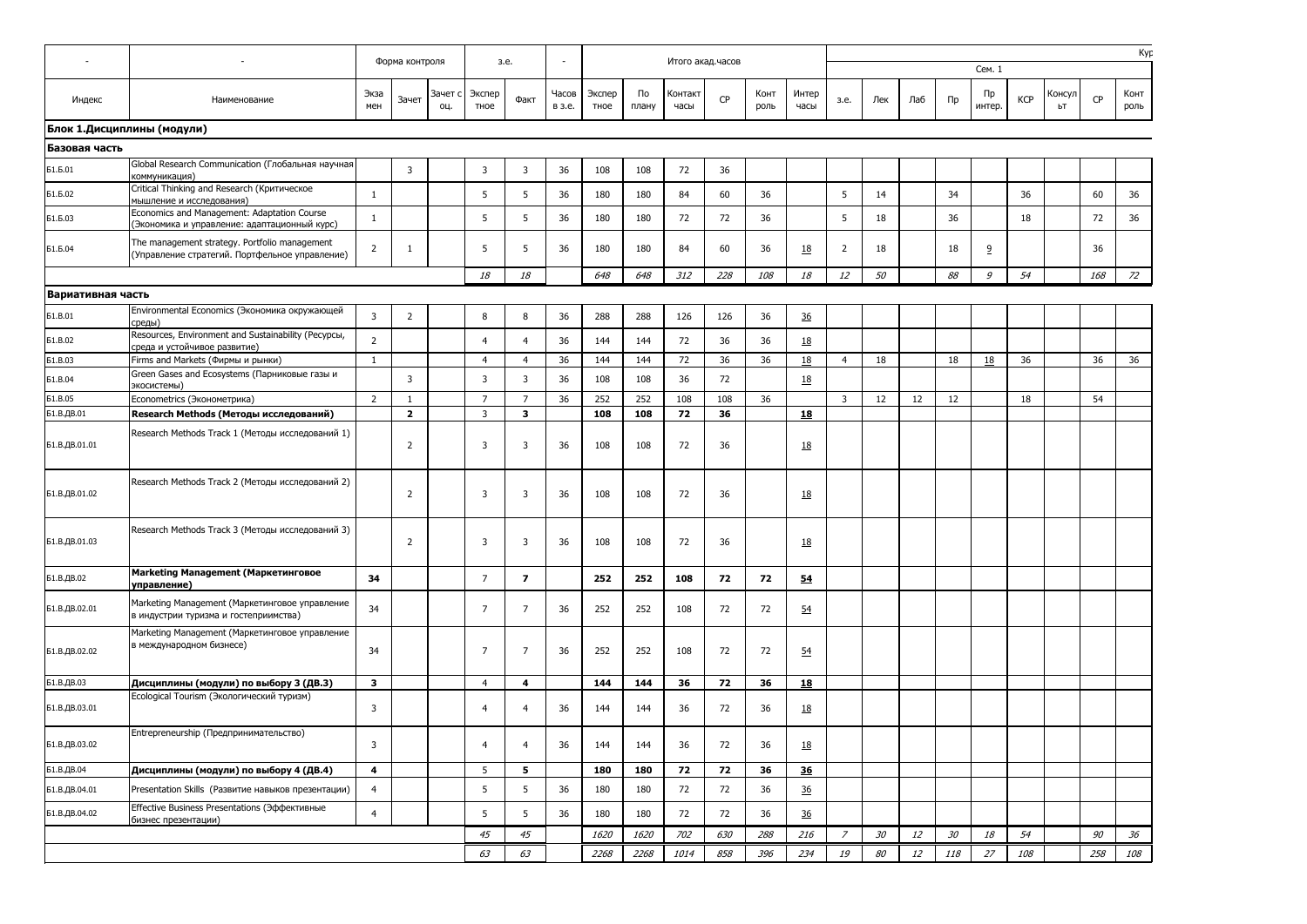| - | - | Форма контроля | | | з.е. | | - | Итого акад.часов | | | | | | Курс 1 | | | | | | | | |
|---|---|---|---|---|---|---|---|---|---|---|---|---|---|---|---|---|---|---|---|---|---|---|
| | | | | | | | | | | | | | | Сем. 1 | | | | | | | | |
| Индекс | Наименование | Экзамен | Зачет | Зачет с оц. | Экспертное | Факт | Часов в з.е. | Экспертное | По плану | Контакт часы | СР | Контроль | Интер часы | з.е. | Лек | Лаб | Пр | Пр интер. | КСР | Консульт | СР | Контроль |
| **Блок 1.Дисциплины (модули)** | | | | | | | | | | | | | | | | | | | | | | |
| **Базовая часть** | | | | | | | | | | | | | | | | | | | | | | |
| Б1.Б.01 | Global Research Communication (Глобальная научная коммуникация) | | 3 | | 3 | 3 | 36 | 108 | 108 | 72 | 36 | | | | | | | | | | | |
| Б1.Б.02 | Critical Thinking and Research (Критическое мышление и исследования) | 1 | | | 5 | 5 | 36 | 180 | 180 | 84 | 60 | 36 | | 5 | 14 | | 34 | | 36 | | 60 | 36 |
| Б1.Б.03 | Economics and Management: Adaptation Course (Экономика и управление: адаптационный курс) | 1 | | | 5 | 5 | 36 | 180 | 180 | 72 | 72 | 36 | | 5 | 18 | | 36 | | 18 | | 72 | 36 |
| Б1.Б.04 | The management strategy. Portfolio management (Управление стратегий. Портфельное управление) | 2 | 1 | | 5 | 5 | 36 | 180 | 180 | 84 | 60 | 36 | 18 | 2 | 18 | | 18 | 9 | | | 36 | |
| | | | | | *18* | *18* | | *648* | *648* | *312* | *228* | *108* | *18* | *12* | *50* | | *88* | *9* | *54* | | *168* | *72* |
| **Вариативная часть** | | | | | | | | | | | | | | | | | | | | | | |
| Б1.В.01 | Environmental Economics (Экономика окружающей среды) | 3 | 2 | | 8 | 8 | 36 | 288 | 288 | 126 | 126 | 36 | 36 | | | | | | | | | |
| Б1.В.02 | Resources, Environment and Sustainability (Ресурсы, среда и устойчивое развитие) | 2 | | | 4 | 4 | 36 | 144 | 144 | 72 | 36 | 36 | 18 | | | | | | | | | |
| Б1.В.03 | Firms and Markets (Фирмы и рынки) | 1 | | | 4 | 4 | 36 | 144 | 144 | 72 | 36 | 36 | 18 | 4 | 18 | | 18 | 18 | 36 | | 36 | 36 |
| Б1.В.04 | Green Gases and Ecosystems (Парниковые газы и экосистемы) | | 3 | | 3 | 3 | 36 | 108 | 108 | 36 | 72 | | 18 | | | | | | | | | |
| Б1.В.05 | Econometrics (Эконометрика) | 2 | 1 | | 7 | 7 | 36 | 252 | 252 | 108 | 108 | 36 | | 3 | 12 | 12 | 12 | | 18 | | 54 | |
| Б1.В.ДВ.01 | **Research Methods (Методы исследований)** | | **2** | | 3 | **3** | | **108** | **108** | **72** | **36** | | **18** | | | | | | | | | |
| Б1.В.ДВ.01.01 | Research Methods Track 1 (Методы исследований 1) | | 2 | | 3 | 3 | 36 | 108 | 108 | 72 | 36 | | 18 | | | | | | | | | |
| Б1.В.ДВ.01.02 | Research Methods Track 2 (Методы исследований 2) | | 2 | | 3 | 3 | 36 | 108 | 108 | 72 | 36 | | 18 | | | | | | | | | |
| Б1.В.ДВ.01.03 | Research Methods Track 3 (Методы исследований 3) | | 2 | | 3 | 3 | 36 | 108 | 108 | 72 | 36 | | 18 | | | | | | | | | |
| Б1.В.ДВ.02 | **Marketing Management (Маркетинговое управление)** | **34** | | | 7 | **7** | | **252** | **252** | **108** | **72** | **72** | **54** | | | | | | | | | |
| Б1.В.ДВ.02.01 | Marketing Management (Маркетинговое управление в индустрии туризма и гостеприимства) | 34 | | | 7 | 7 | 36 | 252 | 252 | 108 | 72 | 72 | 54 | | | | | | | | | |
| Б1.В.ДВ.02.02 | Marketing Management (Маркетинговое управление в международном бизнесе) | 34 | | | 7 | 7 | 36 | 252 | 252 | 108 | 72 | 72 | 54 | | | | | | | | | |
| Б1.В.ДВ.03 | **Дисциплины (модули) по выбору 3 (ДВ.3)** | **3** | | | 4 | **4** | | **144** | **144** | **36** | **72** | **36** | **18** | | | | | | | | | |
| Б1.В.ДВ.03.01 | Ecological Tourism (Экологический туризм) | 3 | | | 4 | 4 | 36 | 144 | 144 | 36 | 72 | 36 | 18 | | | | | | | | | |
| Б1.В.ДВ.03.02 | Entrepreneurship (Предпринимательство) | 3 | | | 4 | 4 | 36 | 144 | 144 | 36 | 72 | 36 | 18 | | | | | | | | | |
| Б1.В.ДВ.04 | **Дисциплины (модули) по выбору 4 (ДВ.4)** | **4** | | | 5 | **5** | | **180** | **180** | **72** | **72** | **36** | **36** | | | | | | | | | |
| Б1.В.ДВ.04.01 | Presentation Skills (Развитие навыков презентации) | 4 | | | 5 | 5 | 36 | 180 | 180 | 72 | 72 | 36 | 36 | | | | | | | | | |
| Б1.В.ДВ.04.02 | Effective Business Presentations (Эффективные бизнес презентации) | 4 | | | 5 | 5 | 36 | 180 | 180 | 72 | 72 | 36 | 36 | | | | | | | | | |
| | | | | | *45* | *45* | | *1620* | *1620* | *702* | *630* | *288* | *216* | *7* | *30* | *12* | *30* | *18* | *54* | | *90* | *36* |
| | | | | | *63* | *63* | | *2268* | *2268* | *1014* | *858* | *396* | *234* | *19* | *80* | *12* | *118* | *27* | *108* | | *258* | *108* |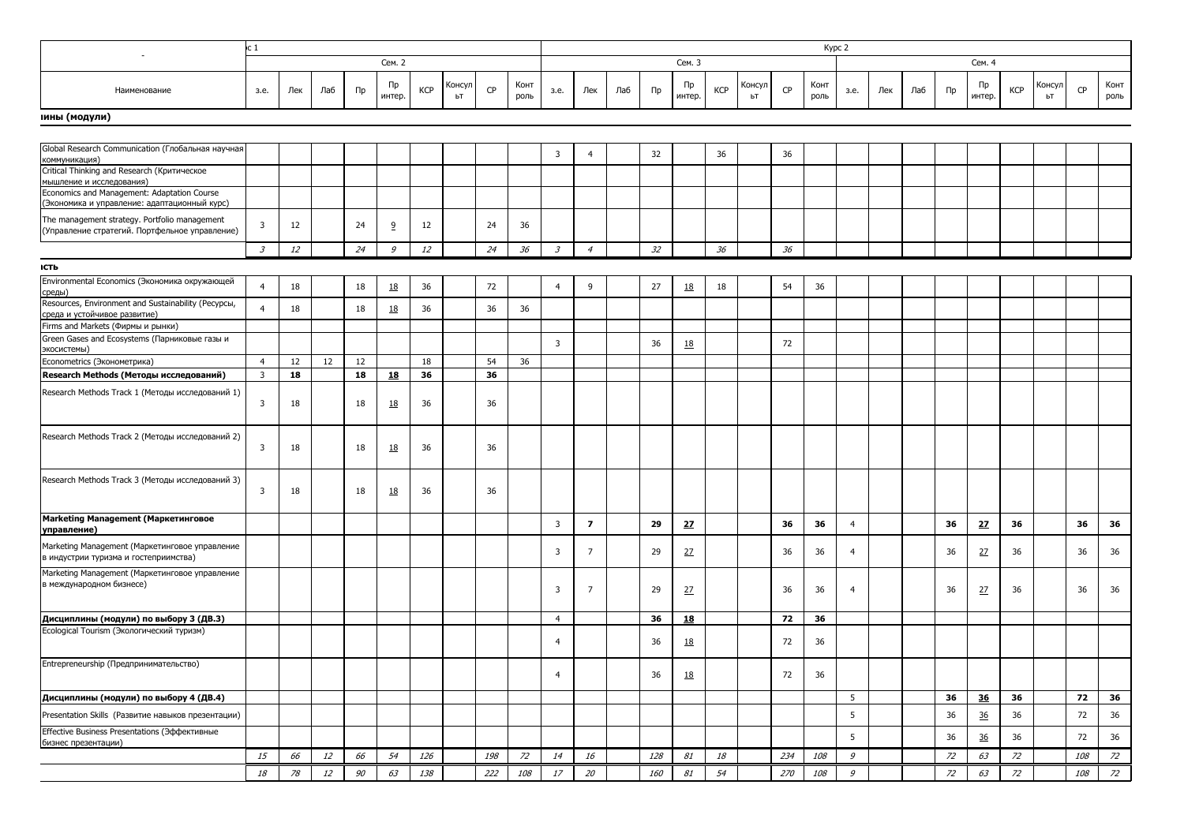| - | с 1 | | | | | | | | | Курс 2 | | | | | | | | | | | | | | | | | |
|---|---|---|---|---|---|---|---|---|---|---|---|---|---|---|---|---|---|---|---|---|---|---|---|---|---|---|---|
| | Сем. 2 | | | | | | | | | Сем. 3 | | | | | | | | | Сем. 4 | | | | | | | | |
| Наименование | з.е. | Лек | Лаб | Пр | Пр интер. | КСР | Консульт | СР | Контроль | з.е. | Лек | Лаб | Пр | Пр интер. | КСР | Консульт | СР | Контроль | з.е. | Лек | Лаб | Пр | Пр интер. | КСР | Консульт | СР | Контроль |
| **ины (модули)** | | | | | | | | | | | | | | | | | | | | | | | | | | | |
| Global Research Communication (Глобальная научная коммуникация) | | | | | | | | | | 3 | 4 | | 32 | | 36 | | 36 | | | | | | | | | | |
| Critical Thinking and Research (Критическое мышление и исследования) | | | | | | | | | | | | | | | | | | | | | | | | | | | |
| Economics and Management: Adaptation Course (Экономика и управление: адаптационный курс) | | | | | | | | | | | | | | | | | | | | | | | | | | | |
| The management strategy. Portfolio management (Управление стратегий. Портфельное управление) | 3 | 12 | | 24 | 9 | 12 | | 24 | 36 | | | | | | | | | | | | | | | | | | |
| | *3* | *12* | | *24* | *9* | *12* | | *24* | *36* | *3* | *4* | | *32* | | *36* | | *36* | | | | | | | | | | |
| **ість** | | | | | | | | | | | | | | | | | | | | | | | | | | | |
| Environmental Economics (Экономика окружающей среды) | 4 | 18 | | 18 | 18 | 36 | | 72 | | 4 | 9 | | 27 | 18 | 18 | | 54 | 36 | | | | | | | | | |
| Resources, Environment and Sustainability (Ресурсы, среда и устойчивое развитие) | 4 | 18 | | 18 | 18 | 36 | | 36 | 36 | | | | | | | | | | | | | | | | | | |
| Firms and Markets (Фирмы и рынки) | | | | | | | | | | | | | | | | | | | | | | | | | | | |
| Green Gases and Ecosystems (Парниковые газы и экосистемы) | | | | | | | | | | 3 | | | 36 | 18 | | | 72 | | | | | | | | | | |
| Econometrics (Эконометрика) | 4 | 12 | 12 | 12 | | 18 | | 54 | 36 | | | | | | | | | | | | | | | | | | |
| **Research Methods (Методы исследований)** | 3 | **18** | | **18** | **18** | **36** | | **36** | | | | | | | | | | | | | | | | | | | |
| Research Methods Track 1 (Методы исследований 1) | 3 | 18 | | 18 | 18 | 36 | | 36 | | | | | | | | | | | | | | | | | | | |
| Research Methods Track 2 (Методы исследований 2) | 3 | 18 | | 18 | 18 | 36 | | 36 | | | | | | | | | | | | | | | | | | | |
| Research Methods Track 3 (Методы исследований 3) | 3 | 18 | | 18 | 18 | 36 | | 36 | | | | | | | | | | | | | | | | | | | |
| **Marketing Management (Маркетинговое управление)** | | | | | | | | | | 3 | **7** | | **29** | **27** | | | **36** | **36** | 4 | | | **36** | **27** | **36** | | **36** | **36** |
| Marketing Management (Маркетинговое управление в индустрии туризма и гостеприимства) | | | | | | | | | | 3 | 7 | | 29 | 27 | | | 36 | 36 | 4 | | | 36 | 27 | 36 | | 36 | 36 |
| Marketing Management (Маркетинговое управление в международном бизнесе) | | | | | | | | | | 3 | 7 | | 29 | 27 | | | 36 | 36 | 4 | | | 36 | 27 | 36 | | 36 | 36 |
| **Дисциплины (модули) по выбору 3 (ДВ.3)** | | | | | | | | | | 4 | | | **36** | **18** | | | **72** | **36** | | | | | | | | | |
| Ecological Tourism (Экологический туризм) | | | | | | | | | | 4 | | | 36 | 18 | | | 72 | 36 | | | | | | | | | |
| Entrepreneurship (Предпринимательство) | | | | | | | | | | 4 | | | 36 | 18 | | | 72 | 36 | | | | | | | | | |
| **Дисциплины (модули) по выбору 4 (ДВ.4)** | | | | | | | | | | | | | | | | | | | 5 | | | **36** | **36** | **36** | | **72** | **36** |
| Presentation Skills (Развитие навыков презентации) | | | | | | | | | | | | | | | | | | | 5 | | | 36 | 36 | 36 | | 72 | 36 |
| Effective Business Presentations (Эффективные бизнес презентации) | | | | | | | | | | | | | | | | | | | 5 | | | 36 | 36 | 36 | | 72 | 36 |
| | *15* | *66* | *12* | *66* | *54* | *126* | | *198* | *72* | *14* | *16* | | *128* | *81* | *18* | | *234* | *108* | *9* | | | *72* | *63* | *72* | | *108* | *72* |
| | *18* | *78* | *12* | *90* | *63* | *138* | | *222* | *108* | *17* | *20* | | *160* | *81* | *54* | | *270* | *108* | *9* | | | *72* | *63* | *72* | | *108* | *72* |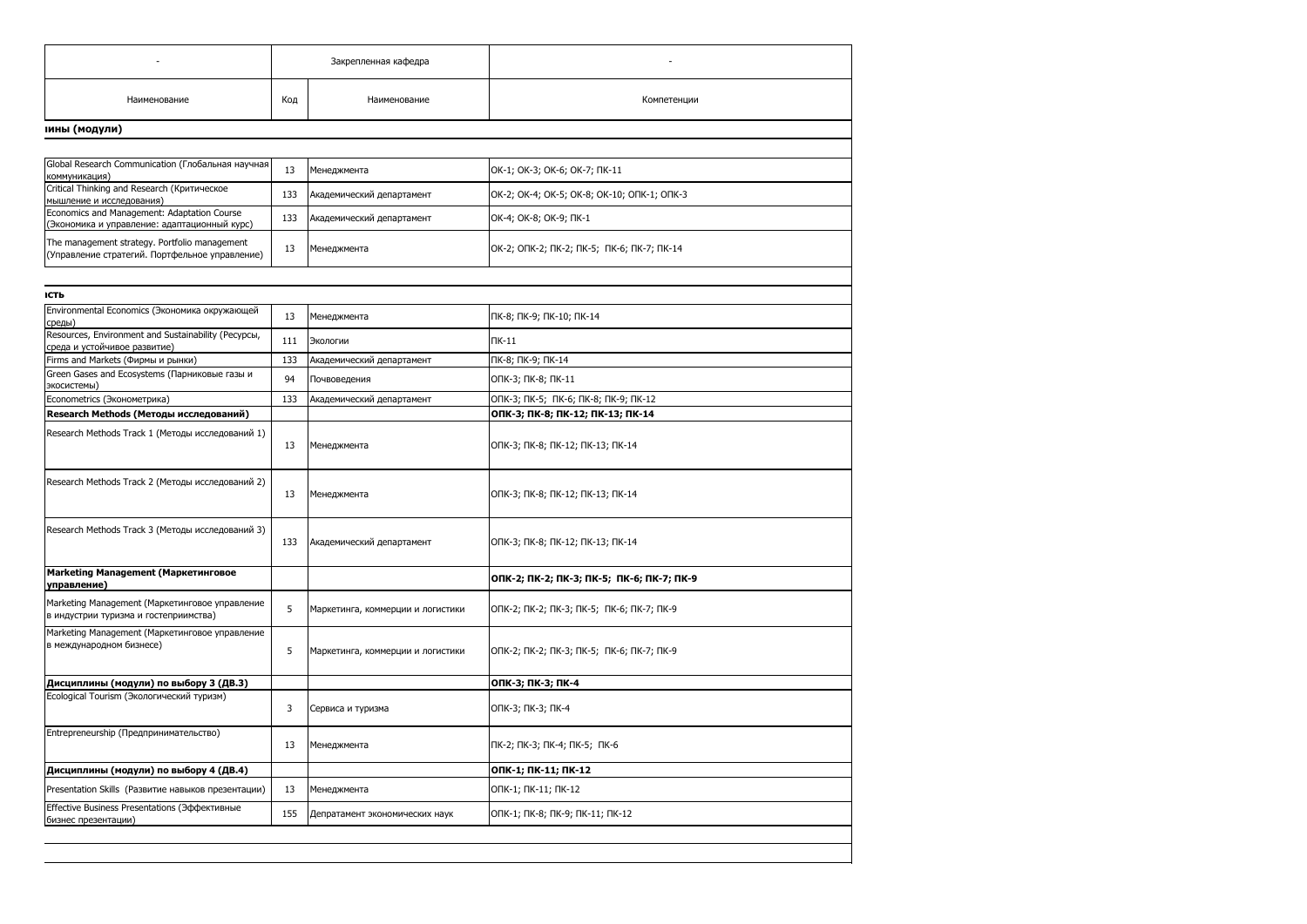| - | Закрепленная кафедра | | - |
|---|---|---|---|
| Наименование | Код | Наименование | Компетенции |
| **ины (модули)** | | | |
| Global Research Communication (Глобальная научная коммуникация) | 13 | Менеджмента | ОК-1; ОК-3; ОК-6; ОК-7; ПК-11 |
| Critical Thinking and Research (Критическое мышление и исследования) | 133 | Академический департамент | ОК-2; ОК-4; ОК-5; ОК-8; ОК-10; ОПК-1; ОПК-3 |
| Economics and Management: Adaptation Course (Экономика и управление: адаптационный курс) | 133 | Академический департамент | ОК-4; ОК-8; ОК-9; ПК-1 |
| The management strategy. Portfolio management (Управление стратегий. Портфельное управление) | 13 | Менеджмента | ОК-2; ОПК-2; ПК-2; ПК-5; ПК-6; ПК-7; ПК-14 |
| **ість** | | | |
| Environmental Economics (Экономика окружающей среды) | 13 | Менеджмента | ПК-8; ПК-9; ПК-10; ПК-14 |
| Resources, Environment and Sustainability (Ресурсы, среда и устойчивое развитие) | 111 | Экологии | ПК-11 |
| Firms and Markets (Фирмы и рынки) | 133 | Академический департамент | ПК-8; ПК-9; ПК-14 |
| Green Gases and Ecosystems (Парниковые газы и экосистемы) | 94 | Почвоведения | ОПК-3; ПК-8; ПК-11 |
| Econometrics (Эконометрика) | 133 | Академический департамент | ОПК-3; ПК-5; ПК-6; ПК-8; ПК-9; ПК-12 |
| **Research Methods (Методы исследований)** | | | **ОПК-3; ПК-8; ПК-12; ПК-13; ПК-14** |
| Research Methods Track 1 (Методы исследований 1) | 13 | Менеджмента | ОПК-3; ПК-8; ПК-12; ПК-13; ПК-14 |
| Research Methods Track 2 (Методы исследований 2) | 13 | Менеджмента | ОПК-3; ПК-8; ПК-12; ПК-13; ПК-14 |
| Research Methods Track 3 (Методы исследований 3) | 133 | Академический департамент | ОПК-3; ПК-8; ПК-12; ПК-13; ПК-14 |
| **Marketing Management (Маркетинговое управление)** | | | **ОПК-2; ПК-2; ПК-3; ПК-5; ПК-6; ПК-7; ПК-9** |
| Marketing Management (Маркетинговое управление в индустрии туризма и гостеприимства) | 5 | Маркетинга, коммерции и логистики | ОПК-2; ПК-2; ПК-3; ПК-5; ПК-6; ПК-7; ПК-9 |
| Marketing Management (Маркетинговое управление в международном бизнесе) | 5 | Маркетинга, коммерции и логистики | ОПК-2; ПК-2; ПК-3; ПК-5; ПК-6; ПК-7; ПК-9 |
| **Дисциплины (модули) по выбору 3 (ДВ.3)** | | | **ОПК-3; ПК-3; ПК-4** |
| Ecological Tourism (Экологический туризм) | 3 | Сервиса и туризма | ОПК-3; ПК-3; ПК-4 |
| Entrepreneurship (Предпринимательство) | 13 | Менеджмента | ПК-2; ПК-3; ПК-4; ПК-5; ПК-6 |
| **Дисциплины (модули) по выбору 4 (ДВ.4)** | | | **ОПК-1; ПК-11; ПК-12** |
| Presentation Skills (Развитие навыков презентации) | 13 | Менеджмента | ОПК-1; ПК-11; ПК-12 |
| Effective Business Presentations (Эффективные бизнес презентации) | 155 | Депратамент экономических наук | ОПК-1; ПК-8; ПК-9; ПК-11; ПК-12 |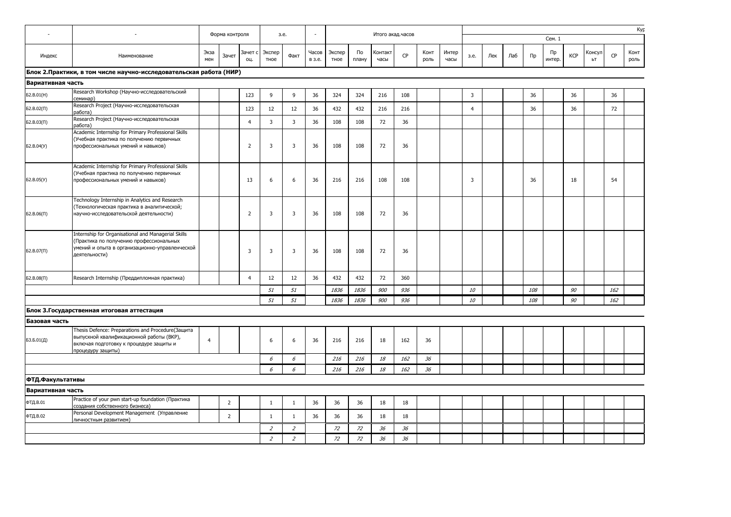| - | - | Форма контроля | | | з.е. | | - | Итого акад.часов | | | | | | Курс 1 | | | | | | | | |
|---|---|---|---|---|---|---|---|---|---|---|---|---|---|---|---|---|---|---|---|---|---|---|
| | | | | | | | | | | | | | | Сем. 1 | | | | | | | | |
| Индекс | Наименование | Экза мен | Зачет | Зачет с оц. | Экспер тное | Факт | Часов в з.е. | Экспер тное | По плану | Контакт часы | СР | Конт роль | Интер часы | з.е. | Лек | Лаб | Пр | Пр интер. | КСР | Консул ьт | СР | Конт роль |
| **Блок 2.Практики, в том числе научно-исследовательская работа (НИР)** | | | | | | | | | | | | | | | | | | | | | | |
| **Вариативная часть** | | | | | | | | | | | | | | | | | | | | | | |
| Б2.В.01(Н) | Research Workshop (Научно-исследовательский семинар) | | | 123 | 9 | 9 | 36 | 324 | 324 | 216 | 108 | | | 3 | | | 36 | | 36 | | 36 | |
| Б2.В.02(П) | Research Project (Научно-исследовательская работа) | | | 123 | 12 | 12 | 36 | 432 | 432 | 216 | 216 | | | 4 | | | 36 | | 36 | | 72 | |
| Б2.В.03(П) | Research Project (Научно-исследовательская работа) | | | 4 | 3 | 3 | 36 | 108 | 108 | 72 | 36 | | | | | | | | | | | |
| Б2.В.04(У) | Academic Internship for Primary Professional Skills (Учебная практика по получению первичных профессиональных умений и навыков) | | | 2 | 3 | 3 | 36 | 108 | 108 | 72 | 36 | | | | | | | | | | | |
| Б2.В.05(У) | Academic Internship for Primary Professional Skills (Учебная практика по получению первичных профессиональных умений и навыков) | | | 13 | 6 | 6 | 36 | 216 | 216 | 108 | 108 | | | 3 | | | 36 | | 18 | | 54 | |
| Б2.В.06(П) | Technology Internship in Analytics and Research (Технологическая практика в аналитической; научно-исследовательской деятельности) | | | 2 | 3 | 3 | 36 | 108 | 108 | 72 | 36 | | | | | | | | | | | |
| Б2.В.07(П) | Internship for Organisational and Managerial Skills (Практика по получению профессиональных умений и опыта в организационно-управленческой деятельности) | | | 3 | 3 | 3 | 36 | 108 | 108 | 72 | 36 | | | | | | | | | | | |
| Б2.В.08(П) | Research Internship (Преддипломная практика) | | | 4 | 12 | 12 | 36 | 432 | 432 | 72 | 360 | | | | | | | | | | | |
| | | | | | *51* | *51* | | *1836* | *1836* | *900* | *936* | | | *10* | | | *108* | | *90* | | *162* | |
| | | | | | *51* | *51* | | *1836* | *1836* | *900* | *936* | | | *10* | | | *108* | | *90* | | *162* | |
| **Блок 3.Государственная итоговая аттестация** | | | | | | | | | | | | | | | | | | | | | | |
| **Базовая часть** | | | | | | | | | | | | | | | | | | | | | | |
| Б3.Б.01(Д) | Thesis Defence: Preparations and Procedure(Защита выпускной квалификационной работы (ВКР), включая подготовку к процедуре защиты и процедуру защиты) | 4 | | | 6 | 6 | 36 | 216 | 216 | 18 | 162 | 36 | | | | | | | | | | |
| | | | | | *6* | *6* | | *216* | *216* | *18* | *162* | *36* | | | | | | | | | | |
| | | | | | *6* | *6* | | *216* | *216* | *18* | *162* | *36* | | | | | | | | | | |
| **ФТД.Факультативы** | | | | | | | | | | | | | | | | | | | | | | |
| **Вариативная часть** | | | | | | | | | | | | | | | | | | | | | | |
| ФТД.В.01 | Practice of your pwn start-up foundation (Практика создания собственного бизнеса) | | 2 | | 1 | 1 | 36 | 36 | 36 | 18 | 18 | | | | | | | | | | | |
| ФТД.В.02 | Personal Development Management (Управление личностным развитием) | | 2 | | 1 | 1 | 36 | 36 | 36 | 18 | 18 | | | | | | | | | | | |
| | | | | | *2* | *2* | | *72* | *72* | *36* | *36* | | | | | | | | | | | |
| | | | | | *2* | *2* | | *72* | *72* | *36* | *36* | | | | | | | | | | | |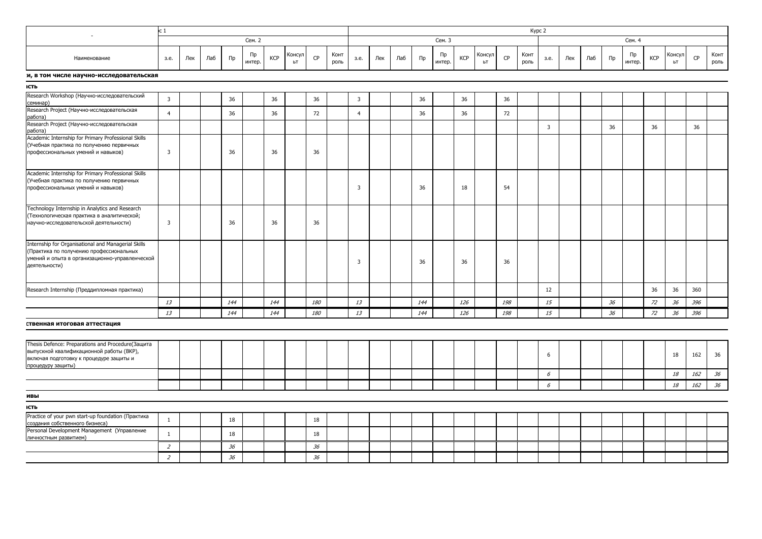| - | с 1 | | | | | | | | | | | | | | | | | | Курс 2 | | | | | | | | |
|---|---|---|---|---|---|---|---|---|---|---|---|---|---|---|---|---|---|---|---|---|---|---|---|---|---|---|---|
| | Сем. 2 | | | | | | | | | Сем. 3 | | | | | | | | | Сем. 4 | | | | | | | | |
| Наименование | з.е. | Лек | Лаб | Пр | Пр интер. | КСР | Консульт | СР | Контроль | з.е. | Лек | Лаб | Пр | Пр интер. | КСР | Консульт | СР | Контроль | з.е. | Лек | Лаб | Пр | Пр интер. | КСР | Консульт | СР | Контроль |
| **и, в том числе научно-исследовательская** | | | | | | | | | | | | | | | | | | | | | | | | | | | |
| **ість** | | | | | | | | | | | | | | | | | | | | | | | | | | | |
| Research Workshop (Научно-исследовательский семинар) | 3 | | | 36 | | 36 | | 36 | | 3 | | | 36 | | 36 | | 36 | | | | | | | | | | |
| Research Project (Научно-исследовательская работа) | 4 | | | 36 | | 36 | | 72 | | 4 | | | 36 | | 36 | | 72 | | | | | | | | | | |
| Research Project (Научно-исследовательская работа) | | | | | | | | | | | | | | | | | | | 3 | | | 36 | | 36 | | 36 | |
| Academic Internship for Primary Professional Skills (Учебная практика по получению первичных профессиональных умений и навыков) | 3 | | | 36 | | 36 | | 36 | | | | | | | | | | | | | | | | | | | |
| Academic Internship for Primary Professional Skills (Учебная практика по получению первичных профессиональных умений и навыков) | | | | | | | | | | 3 | | | 36 | | 18 | | 54 | | | | | | | | | | |
| Technology Internship in Analytics and Research (Технологическая практика в аналитической; научно-исследовательской деятельности) | 3 | | | 36 | | 36 | | 36 | | | | | | | | | | | | | | | | | | | |
| Internship for Organisational and Managerial Skills (Практика по получению профессиональных умений и опыта в организационно-управленческой деятельности) | | | | | | | | | | 3 | | | 36 | | 36 | | 36 | | | | | | | | | | |
| Research Internship (Преддипломная практика) | | | | | | | | | | | | | | | | | | | 12 | | | | | 36 | 36 | 360 | |
| | *13* | | | *144* | | *144* | | *180* | | *13* | | | *144* | | *126* | | *198* | | *15* | | | *36* | | *72* | *36* | *396* | |
| | *13* | | | *144* | | *144* | | *180* | | *13* | | | *144* | | *126* | | *198* | | *15* | | | *36* | | *72* | *36* | *396* | |
| **ственная итоговая аттестация** | | | | | | | | | | | | | | | | | | | | | | | | | | | |
| Thesis Defence: Preparations and Procedure(Защита выпускной квалификационной работы (ВКР), включая подготовку к процедуре защиты и процедуру защиты) | | | | | | | | | | | | | | | | | | | 6 | | | | | | 18 | 162 | 36 |
| | | | | | | | | | | | | | | | | | | | *6* | | | | | | *18* | *162* | *36* |
| | | | | | | | | | | | | | | | | | | | *6* | | | | | | *18* | *162* | *36* |
| **ивы** | | | | | | | | | | | | | | | | | | | | | | | | | | | |
| **сть** | | | | | | | | | | | | | | | | | | | | | | | | | | | |
| Practice of your pwn start-up foundation (Практика создания собственного бизнеса) | 1 | | | 18 | | | | 18 | | | | | | | | | | | | | | | | | | | |
| Personal Development Management (Управление личностным развитием) | 1 | | | 18 | | | | 18 | | | | | | | | | | | | | | | | | | | |
| | *2* | | | *36* | | | | *36* | | | | | | | | | | | | | | | | | | | |
| | *2* | | | *36* | | | | *36* | | | | | | | | | | | | | | | | | | | |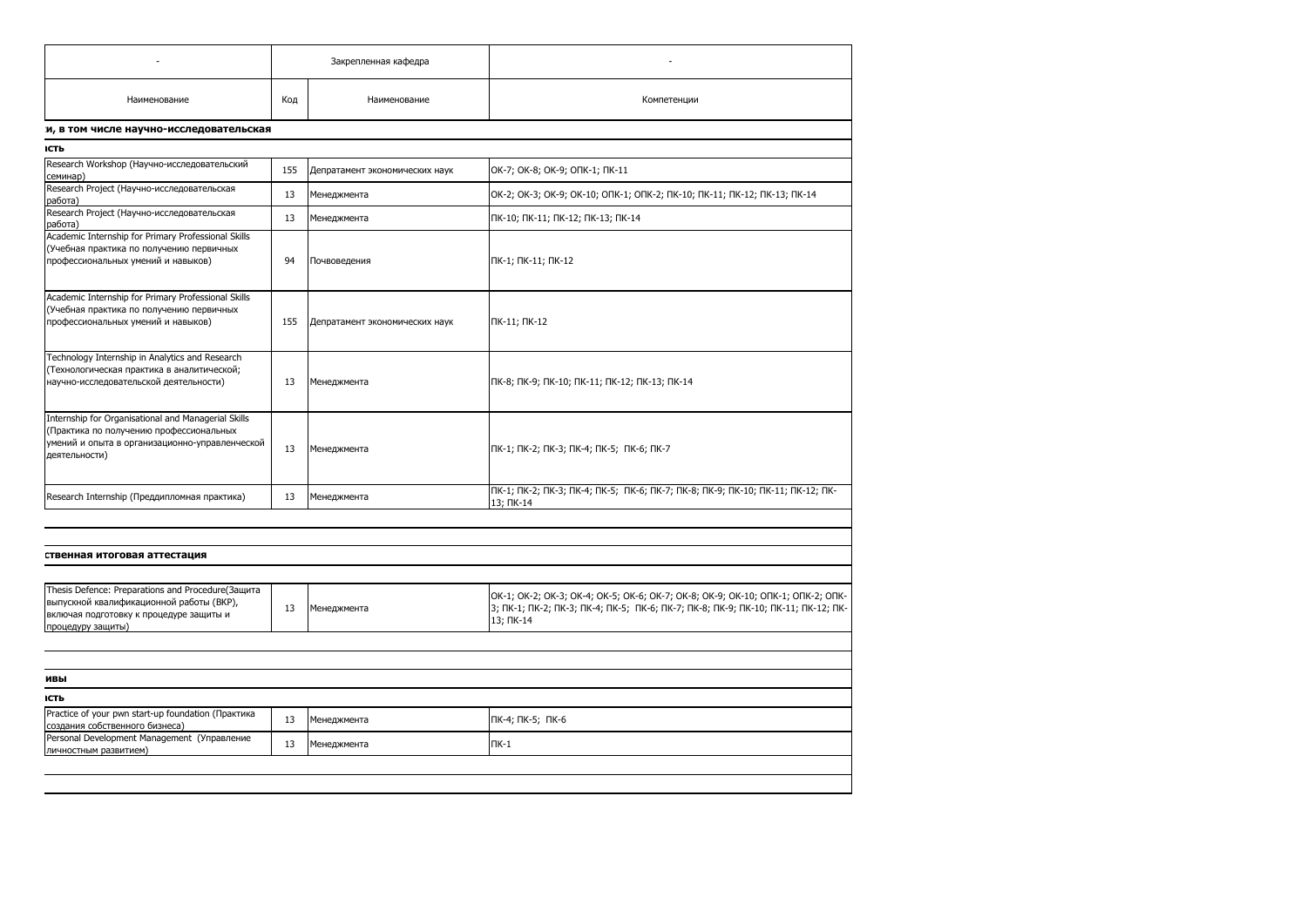| - | Закрепленная кафедра | | - |
|---|---|---|---|
| Наименование | Код | Наименование | Компетенции |
| **и, в том числе научно-исследовательская** | | | |
| **ость** | | | |
| Research Workshop (Научно-исследовательский семинар) | 155 | Депратамент экономических наук | ОК-7; ОК-8; ОК-9; ОПК-1; ПК-11 |
| Research Project (Научно-исследовательская работа) | 13 | Менеджмента | ОК-2; ОК-3; ОК-9; ОК-10; ОПК-1; ОПК-2; ПК-10; ПК-11; ПК-12; ПК-13; ПК-14 |
| Research Project (Научно-исследовательская работа) | 13 | Менеджмента | ПК-10; ПК-11; ПК-12; ПК-13; ПК-14 |
| Academic Internship for Primary Professional Skills (Учебная практика по получению первичных профессиональных умений и навыков) | 94 | Почвоведения | ПК-1; ПК-11; ПК-12 |
| Academic Internship for Primary Professional Skills (Учебная практика по получению первичных профессиональных умений и навыков) | 155 | Депратамент экономических наук | ПК-11; ПК-12 |
| Technology Internship in Analytics and Research (Технологическая практика в аналитической; научно-исследовательской деятельности) | 13 | Менеджмента | ПК-8; ПК-9; ПК-10; ПК-11; ПК-12; ПК-13; ПК-14 |
| Internship for Organisational and Managerial Skills (Практика по получению профессиональных умений и опыта в организационно-управленческой деятельности) | 13 | Менеджмента | ПК-1; ПК-2; ПК-3; ПК-4; ПК-5; ПК-6; ПК-7 |
| Research Internship (Преддипломная практика) | 13 | Менеджмента | ПК-1; ПК-2; ПК-3; ПК-4; ПК-5; ПК-6; ПК-7; ПК-8; ПК-9; ПК-10; ПК-11; ПК-12; ПК-13; ПК-14 |
| | | | |
| **ственная итоговая аттестация** | | | |
| | | | |
| Thesis Defence: Preparations and Procedure(Защита выпускной квалификационной работы (ВКР), включая подготовку к процедуре защиты и процедуру защиты) | 13 | Менеджмента | ОК-1; ОК-2; ОК-3; ОК-4; ОК-5; ОК-6; ОК-7; ОК-8; ОК-9; ОК-10; ОПК-1; ОПК-2; ОПК-3; ПК-1; ПК-2; ПК-3; ПК-4; ПК-5; ПК-6; ПК-7; ПК-8; ПК-9; ПК-10; ПК-11; ПК-12; ПК-13; ПК-14 |
| | | | |
| **ивы** | | | |
| **ость** | | | |
| Practice of your pwn start-up foundation (Практика создания собственного бизнеса) | 13 | Менеджмента | ПК-4; ПК-5; ПК-6 |
| Personal Development Management (Управление личностным развитием) | 13 | Менеджмента | ПК-1 |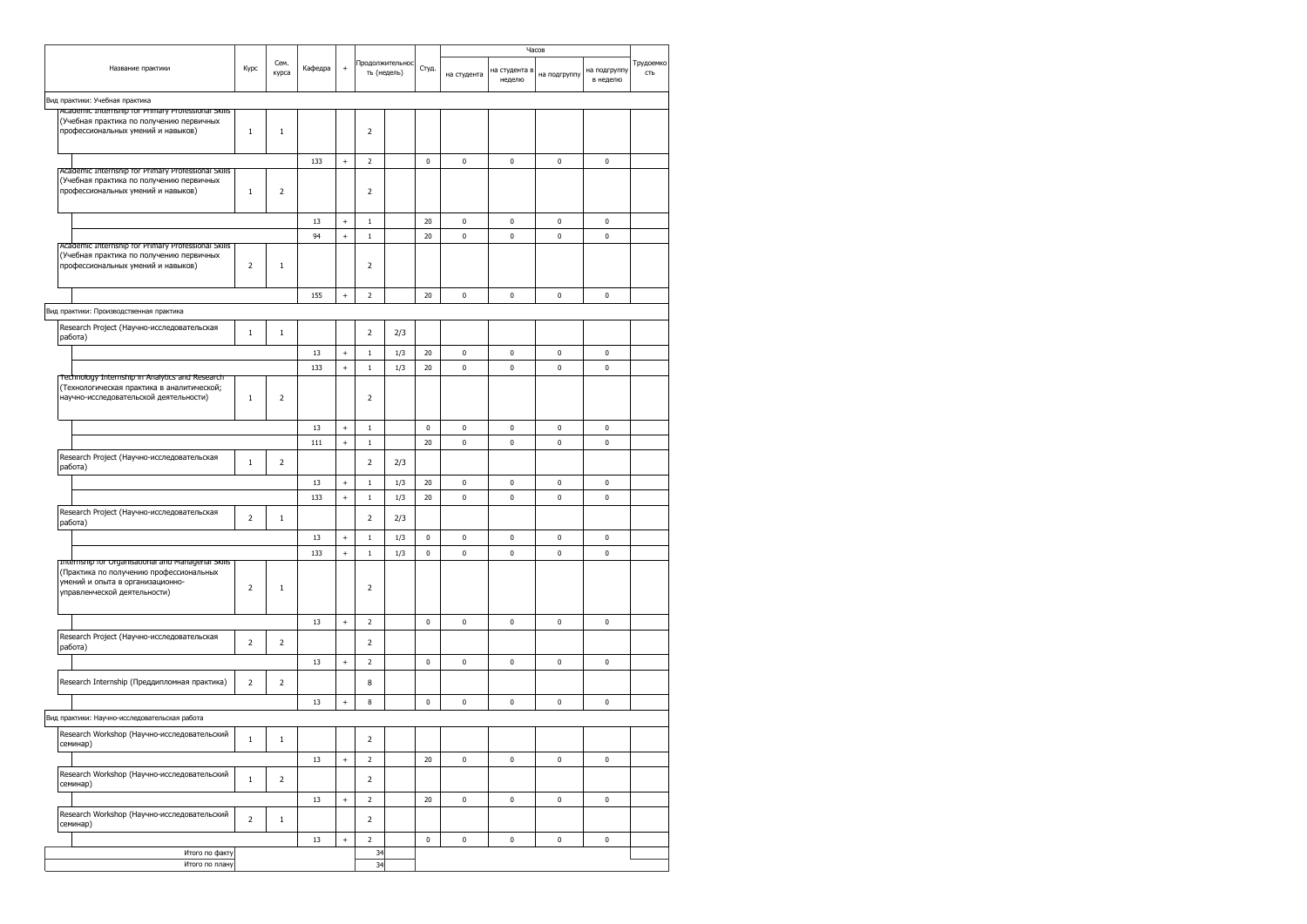| Название практики | Курс | Сем. курса | Кафедра | + | Продолжительность (недель) | | Студ. | Часов | | | | Трудоемкость |
|---|---|---|---|---|---|---|---|---|---|---|---|---|
| | | | | | | | | на студента | на студента в неделю | на подгруппу | на подгруппу в неделю | |
| Вид практики: Учебная практика | | | | | | | | | | | | |
| Academic Internship for Primary Professional Skills (Учебная практика по получению первичных профессиональных умений и навыков) | 1 | 1 | | | 2 | | | | | | | |
| | | | 133 | + | 2 | | 0 | 0 | 0 | 0 | 0 | |
| Academic Internship for Primary Professional Skills (Учебная практика по получению первичных профессиональных умений и навыков) | 1 | 2 | | | 2 | | | | | | | |
| | | | 13 | + | 1 | | 20 | 0 | 0 | 0 | 0 | |
| | | | 94 | + | 1 | | 20 | 0 | 0 | 0 | 0 | |
| Academic Internship for Primary Professional Skills (Учебная практика по получению первичных профессиональных умений и навыков) | 2 | 1 | | | 2 | | | | | | | |
| | | | 155 | + | 2 | | 20 | 0 | 0 | 0 | 0 | |
| Вид практики: Производственная практика | | | | | | | | | | | | |
| Research Project (Научно-исследовательская работа) | 1 | 1 | | | 2 | 2/3 | | | | | | |
| | | | 13 | + | 1 | 1/3 | 20 | 0 | 0 | 0 | 0 | |
| | | | 133 | + | 1 | 1/3 | 20 | 0 | 0 | 0 | 0 | |
| Technology Internship in Analytics and Research (Технологическая практика в аналитической; научно-исследовательской деятельности) | 1 | 2 | | | 2 | | | | | | | |
| | | | 13 | + | 1 | | 0 | 0 | 0 | 0 | 0 | |
| | | | 111 | + | 1 | | 20 | 0 | 0 | 0 | 0 | |
| Research Project (Научно-исследовательская работа) | 1 | 2 | | | 2 | 2/3 | | | | | | |
| | | | 13 | + | 1 | 1/3 | 20 | 0 | 0 | 0 | 0 | |
| | | | 133 | + | 1 | 1/3 | 20 | 0 | 0 | 0 | 0 | |
| Research Project (Научно-исследовательская работа) | 2 | 1 | | | 2 | 2/3 | | | | | | |
| | | | 13 | + | 1 | 1/3 | 0 | 0 | 0 | 0 | 0 | |
| | | | 133 | + | 1 | 1/3 | 0 | 0 | 0 | 0 | 0 | |
| Internship for Organisational and Managerial Skills (Практика по получению профессиональных умений и опыта в организационно-управленческой деятельности) | 2 | 1 | | | 2 | | | | | | | |
| | | | 13 | + | 2 | | 0 | 0 | 0 | 0 | 0 | |
| Research Project (Научно-исследовательская работа) | 2 | 2 | | | 2 | | | | | | | |
| | | | 13 | + | 2 | | 0 | 0 | 0 | 0 | 0 | |
| Research Internship (Преддипломная практика) | 2 | 2 | | | 8 | | | | | | | |
| | | | 13 | + | 8 | | 0 | 0 | 0 | 0 | 0 | |
| Вид практики: Научно-исследовательская работа | | | | | | | | | | | | |
| Research Workshop (Научно-исследовательский семинар) | 1 | 1 | | | 2 | | | | | | | |
| | | | 13 | + | 2 | | 20 | 0 | 0 | 0 | 0 | |
| Research Workshop (Научно-исследовательский семинар) | 1 | 2 | | | 2 | | | | | | | |
| | | | 13 | + | 2 | | 20 | 0 | 0 | 0 | 0 | |
| Research Workshop (Научно-исследовательский семинар) | 2 | 1 | | | 2 | | | | | | | |
| | | | 13 | + | 2 | | 0 | 0 | 0 | 0 | 0 | |
| Итого по факту | | | | | 34 | | | | | | | |
| Итого по плану | | | | | 34 | | | | | | | |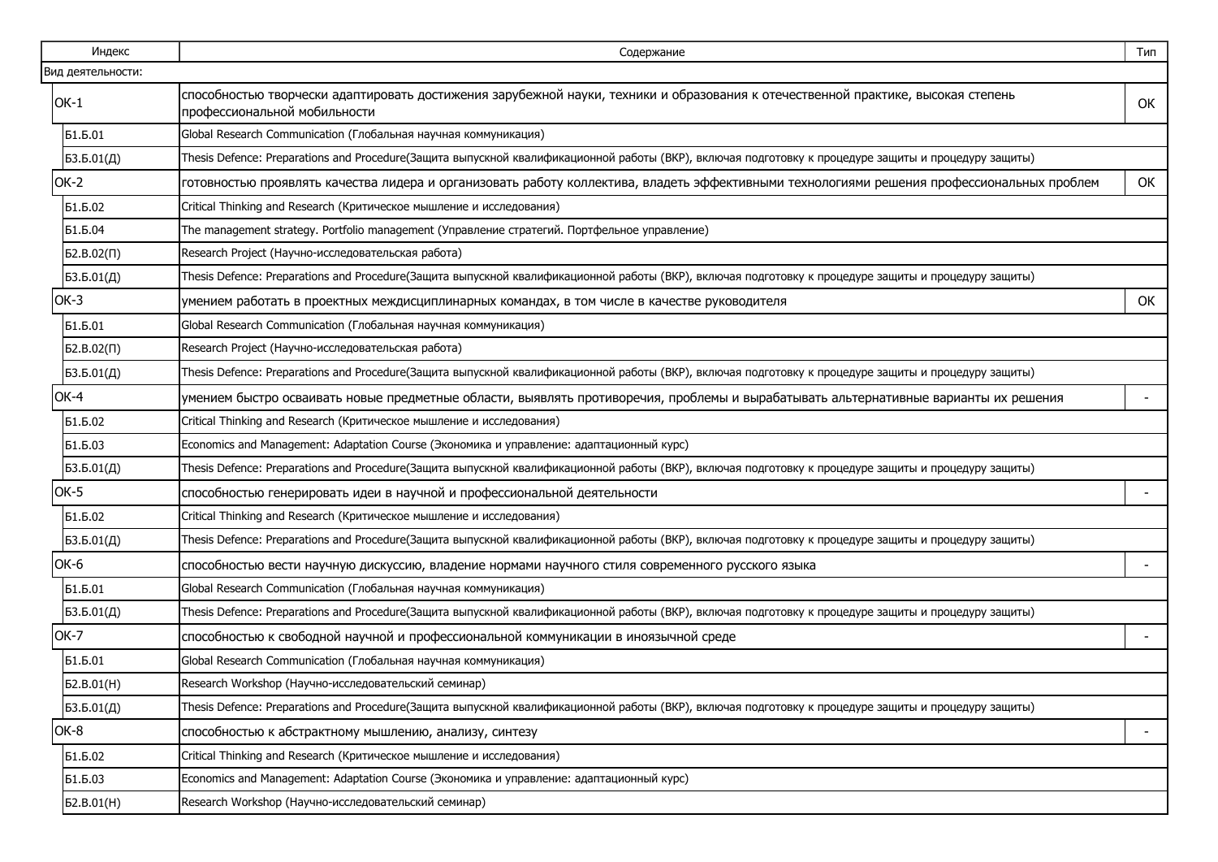| Индекс | Содержание | Тип |
|---|---|---|
| Вид деятельности: | | |
| ОК-1 | способностью творчески адаптировать достижения зарубежной науки, техники и образования к отечественной практике, высокая степень профессиональной мобильности | ОК |
| Б1.Б.01 | Global Research Communication (Глобальная научная коммуникация) | |
| Б3.Б.01(Д) | Thesis Defence: Preparations and Procedure(Защита выпускной квалификационной работы (ВКР), включая подготовку к процедуре защиты и процедуру защиты) | |
| ОК-2 | готовностью проявлять качества лидера и организовать работу коллектива, владеть эффективными технологиями решения профессиональных проблем | ОК |
| Б1.Б.02 | Critical Thinking and Research (Критическое мышление и исследования) | |
| Б1.Б.04 | The management strategy. Portfolio management (Управление стратегий. Портфельное управление) | |
| Б2.В.02(П) | Research Project (Научно-исследовательская работа) | |
| Б3.Б.01(Д) | Thesis Defence: Preparations and Procedure(Защита выпускной квалификационной работы (ВКР), включая подготовку к процедуре защиты и процедуру защиты) | |
| ОК-3 | умением работать в проектных междисциплинарных командах, в том числе в качестве руководителя | ОК |
| Б1.Б.01 | Global Research Communication (Глобальная научная коммуникация) | |
| Б2.В.02(П) | Research Project (Научно-исследовательская работа) | |
| Б3.Б.01(Д) | Thesis Defence: Preparations and Procedure(Защита выпускной квалификационной работы (ВКР), включая подготовку к процедуре защиты и процедуру защиты) | |
| ОК-4 | умением быстро осваивать новые предметные области, выявлять противоречия, проблемы и вырабатывать альтернативные варианты их решения | - |
| Б1.Б.02 | Critical Thinking and Research (Критическое мышление и исследования) | |
| Б1.Б.03 | Economics and Management: Adaptation Course (Экономика и управление: адаптационный курс) | |
| Б3.Б.01(Д) | Thesis Defence: Preparations and Procedure(Защита выпускной квалификационной работы (ВКР), включая подготовку к процедуре защиты и процедуру защиты) | |
| ОК-5 | способностью генерировать идеи в научной и профессиональной деятельности | - |
| Б1.Б.02 | Critical Thinking and Research (Критическое мышление и исследования) | |
| Б3.Б.01(Д) | Thesis Defence: Preparations and Procedure(Защита выпускной квалификационной работы (ВКР), включая подготовку к процедуре защиты и процедуру защиты) | |
| ОК-6 | способностью вести научную дискуссию, владение нормами научного стиля современного русского языка | - |
| Б1.Б.01 | Global Research Communication (Глобальная научная коммуникация) | |
| Б3.Б.01(Д) | Thesis Defence: Preparations and Procedure(Защита выпускной квалификационной работы (ВКР), включая подготовку к процедуре защиты и процедуру защиты) | |
| ОК-7 | способностью к свободной научной и профессиональной коммуникации в иноязычной среде | - |
| Б1.Б.01 | Global Research Communication (Глобальная научная коммуникация) | |
| Б2.В.01(Н) | Research Workshop (Научно-исследовательский семинар) | |
| Б3.Б.01(Д) | Thesis Defence: Preparations and Procedure(Защита выпускной квалификационной работы (ВКР), включая подготовку к процедуре защиты и процедуру защиты) | |
| ОК-8 | способностью к абстрактному мышлению, анализу, синтезу | - |
| Б1.Б.02 | Critical Thinking and Research (Критическое мышление и исследования) | |
| Б1.Б.03 | Economics and Management: Adaptation Course (Экономика и управление: адаптационный курс) | |
| Б2.В.01(Н) | Research Workshop (Научно-исследовательский семинар) | |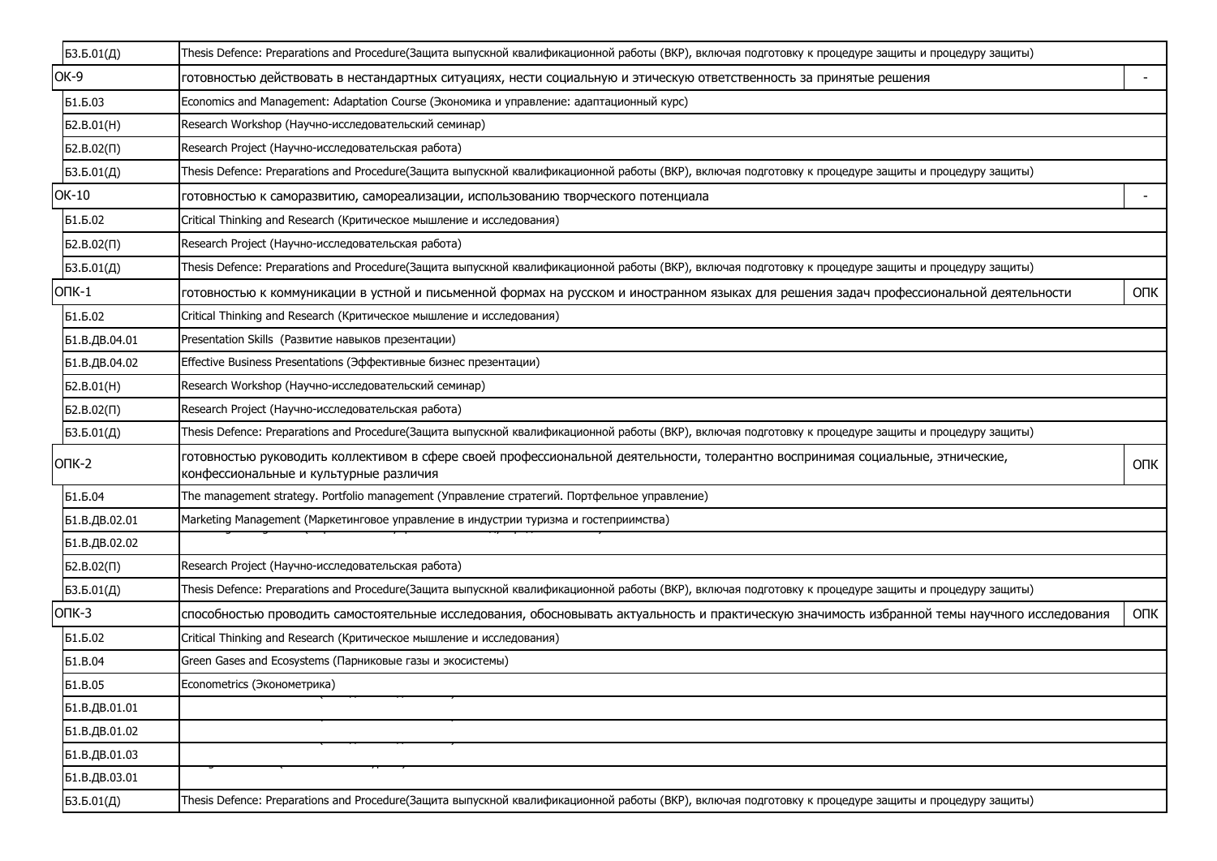| | | |
|---|---|---|
| Б3.Б.01(Д) | Thesis Defence: Preparations and Procedure(Защита выпускной квалификационной работы (ВКР), включая подготовку к процедуре защиты и процедуру защиты) | |
| ОК-9 | готовностью действовать в нестандартных ситуациях, нести социальную и этическую ответственность за принятые решения | - |
| Б1.Б.03 | Economics and Management: Adaptation Course (Экономика и управление: адаптационный курс) | |
| Б2.В.01(Н) | Research Workshop (Научно-исследовательский семинар) | |
| Б2.В.02(П) | Research Project (Научно-исследовательская работа) | |
| Б3.Б.01(Д) | Thesis Defence: Preparations and Procedure(Защита выпускной квалификационной работы (ВКР), включая подготовку к процедуре защиты и процедуру защиты) | |
| ОК-10 | готовностью к саморазвитию, самореализации, использованию творческого потенциала | - |
| Б1.Б.02 | Critical Thinking and Research (Критическое мышление и исследования) | |
| Б2.В.02(П) | Research Project (Научно-исследовательская работа) | |
| Б3.Б.01(Д) | Thesis Defence: Preparations and Procedure(Защита выпускной квалификационной работы (ВКР), включая подготовку к процедуре защиты и процедуру защиты) | |
| ОПК-1 | готовностью к коммуникации в устной и письменной формах на русском и иностранном языках для решения задач профессиональной деятельности | ОПК |
| Б1.Б.02 | Critical Thinking and Research (Критическое мышление и исследования) | |
| Б1.В.ДВ.04.01 | Presentation Skills (Развитие навыков презентации) | |
| Б1.В.ДВ.04.02 | Effective Business Presentations (Эффективные бизнес презентации) | |
| Б2.В.01(Н) | Research Workshop (Научно-исследовательский семинар) | |
| Б2.В.02(П) | Research Project (Научно-исследовательская работа) | |
| Б3.Б.01(Д) | Thesis Defence: Preparations and Procedure(Защита выпускной квалификационной работы (ВКР), включая подготовку к процедуре защиты и процедуру защиты) | |
| ОПК-2 | готовностью руководить коллективом в сфере своей профессиональной деятельности, толерантно воспринимая социальные, этнические, конфессиональные и культурные различия | ОПК |
| Б1.Б.04 | The management strategy. Portfolio management (Управление стратегий. Портфельное управление) | |
| Б1.В.ДВ.02.01 | Marketing Management (Маркетинговое управление в индустрии туризма и гостеприимства) | |
| Б1.В.ДВ.02.02 | | |
| Б2.В.02(П) | Research Project (Научно-исследовательская работа) | |
| Б3.Б.01(Д) | Thesis Defence: Preparations and Procedure(Защита выпускной квалификационной работы (ВКР), включая подготовку к процедуре защиты и процедуру защиты) | |
| ОПК-3 | способностью проводить самостоятельные исследования, обосновывать актуальность и практическую значимость избранной темы научного исследования | ОПК |
| Б1.Б.02 | Critical Thinking and Research (Критическое мышление и исследования) | |
| Б1.В.04 | Green Gases and Ecosystems (Парниковые газы и экосистемы) | |
| Б1.В.05 | Econometrics (Эконометрика) | |
| Б1.В.ДВ.01.01 | | |
| Б1.В.ДВ.01.02 | | |
| Б1.В.ДВ.01.03 | | |
| Б1.В.ДВ.03.01 | | |
| Б3.Б.01(Д) | Thesis Defence: Preparations and Procedure(Защита выпускной квалификационной работы (ВКР), включая подготовку к процедуре защиты и процедуру защиты) | |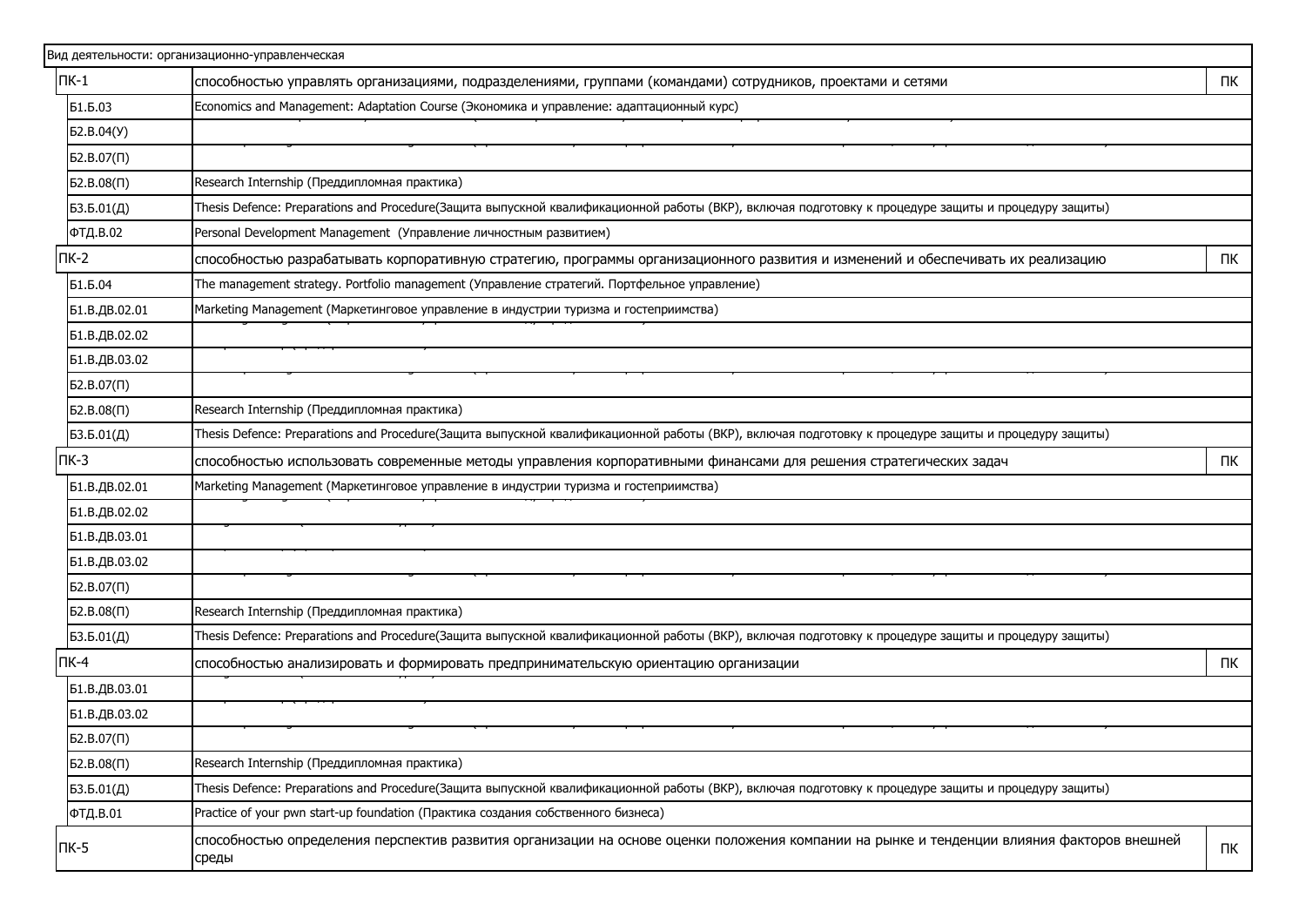| Вид деятельности: организационно-управленческая | | |
|---|---|---|
| ПК-1 | способностью управлять организациями, подразделениями, группами (командами) сотрудников, проектами и сетями | ПК |
| Б1.Б.03 | Economics and Management: Adaptation Course (Экономика и управление: адаптационный курс) | |
| Б2.В.04(У) | | |
| Б2.В.07(П) | | |
| Б2.В.08(П) | Research Internship (Преддипломная практика) | |
| Б3.Б.01(Д) | Thesis Defence: Preparations and Procedure(Защита выпускной квалификационной работы (ВКР), включая подготовку к процедуре защиты и процедуру защиты) | |
| ФТД.В.02 | Personal Development Management (Управление личностным развитием) | |
| ПК-2 | способностью разрабатывать корпоративную стратегию, программы организационного развития и изменений и обеспечивать их реализацию | ПК |
| Б1.Б.04 | The management strategy. Portfolio management (Управление стратегий. Портфельное управление) | |
| Б1.В.ДВ.02.01 | Marketing Management (Маркетинговое управление в индустрии туризма и гостеприимства) | |
| Б1.В.ДВ.02.02 | | |
| Б1.В.ДВ.03.02 | | |
| Б2.В.07(П) | | |
| Б2.В.08(П) | Research Internship (Преддипломная практика) | |
| Б3.Б.01(Д) | Thesis Defence: Preparations and Procedure(Защита выпускной квалификационной работы (ВКР), включая подготовку к процедуре защиты и процедуру защиты) | |
| ПК-3 | способностью использовать современные методы управления корпоративными финансами для решения стратегических задач | ПК |
| Б1.В.ДВ.02.01 | Marketing Management (Маркетинговое управление в индустрии туризма и гостеприимства) | |
| Б1.В.ДВ.02.02 | | |
| Б1.В.ДВ.03.01 | | |
| Б1.В.ДВ.03.02 | | |
| Б2.В.07(П) | | |
| Б2.В.08(П) | Research Internship (Преддипломная практика) | |
| Б3.Б.01(Д) | Thesis Defence: Preparations and Procedure(Защита выпускной квалификационной работы (ВКР), включая подготовку к процедуре защиты и процедуру защиты) | |
| ПК-4 | способностью анализировать и формировать предпринимательскую ориентацию организации | ПК |
| Б1.В.ДВ.03.01 | | |
| Б1.В.ДВ.03.02 | | |
| Б2.В.07(П) | | |
| Б2.В.08(П) | Research Internship (Преддипломная практика) | |
| Б3.Б.01(Д) | Thesis Defence: Preparations and Procedure(Защита выпускной квалификационной работы (ВКР), включая подготовку к процедуре защиты и процедуру защиты) | |
| ФТД.В.01 | Practice of your pwn start-up foundation (Практика создания собственного бизнеса) | |
| ПК-5 | способностью определения перспектив развития организации на основе оценки положения компании на рынке и тенденции влияния факторов внешней среды | ПК |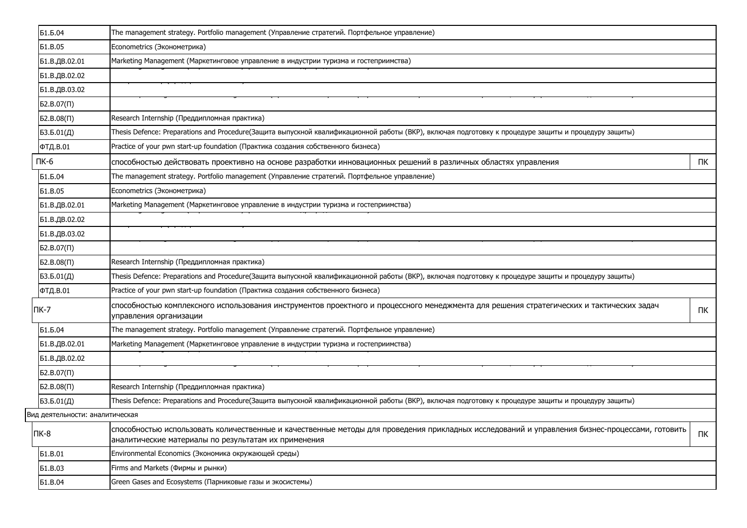| | | |
|---|---|---|
| Б1.Б.04 | The management strategy. Portfolio management (Управление стратегий. Портфельное управление) | |
| Б1.В.05 | Econometrics (Эконометрика) | |
| Б1.В.ДВ.02.01 | Marketing Management (Маркетинговое управление в индустрии туризма и гостеприимства) | |
| Б1.В.ДВ.02.02 | | |
| Б1.В.ДВ.03.02 | | |
| Б2.В.07(П) | | |
| Б2.В.08(П) | Research Internship (Преддипломная практика) | |
| Б3.Б.01(Д) | Thesis Defence: Preparations and Procedure(Защита выпускной квалификационной работы (ВКР), включая подготовку к процедуре защиты и процедуру защиты) | |
| ФТД.В.01 | Practice of your pwn start-up foundation (Практика создания собственного бизнеса) | |
| ПК-6 | способностью действовать проективно на основе разработки инновационных решений в различных областях управления | ПК |
| Б1.Б.04 | The management strategy. Portfolio management (Управление стратегий. Портфельное управление) | |
| Б1.В.05 | Econometrics (Эконометрика) | |
| Б1.В.ДВ.02.01 | Marketing Management (Маркетинговое управление в индустрии туризма и гостеприимства) | |
| Б1.В.ДВ.02.02 | | |
| Б1.В.ДВ.03.02 | | |
| Б2.В.07(П) | | |
| Б2.В.08(П) | Research Internship (Преддипломная практика) | |
| Б3.Б.01(Д) | Thesis Defence: Preparations and Procedure(Защита выпускной квалификационной работы (ВКР), включая подготовку к процедуре защиты и процедуру защиты) | |
| ФТД.В.01 | Practice of your pwn start-up foundation (Практика создания собственного бизнеса) | |
| ПК-7 | способностью комплексного использования инструментов проектного и процессного менеджмента для решения стратегических и тактических задач управления организации | ПК |
| Б1.Б.04 | The management strategy. Portfolio management (Управление стратегий. Портфельное управление) | |
| Б1.В.ДВ.02.01 | Marketing Management (Маркетинговое управление в индустрии туризма и гостеприимства) | |
| Б1.В.ДВ.02.02 | | |
| Б2.В.07(П) | | |
| Б2.В.08(П) | Research Internship (Преддипломная практика) | |
| Б3.Б.01(Д) | Thesis Defence: Preparations and Procedure(Защита выпускной квалификационной работы (ВКР), включая подготовку к процедуре защиты и процедуру защиты) | |
| Вид деятельности: аналитическая | | |
| ПК-8 | способностью использовать количественные и качественные методы для проведения прикладных исследований и управления бизнес-процессами, готовить аналитические материалы по результатам их применения | ПК |
| Б1.В.01 | Environmental Economics (Экономика окружающей среды) | |
| Б1.В.03 | Firms and Markets (Фирмы и рынки) | |
| Б1.В.04 | Green Gases and Ecosystems (Парниковые газы и экосистемы) | |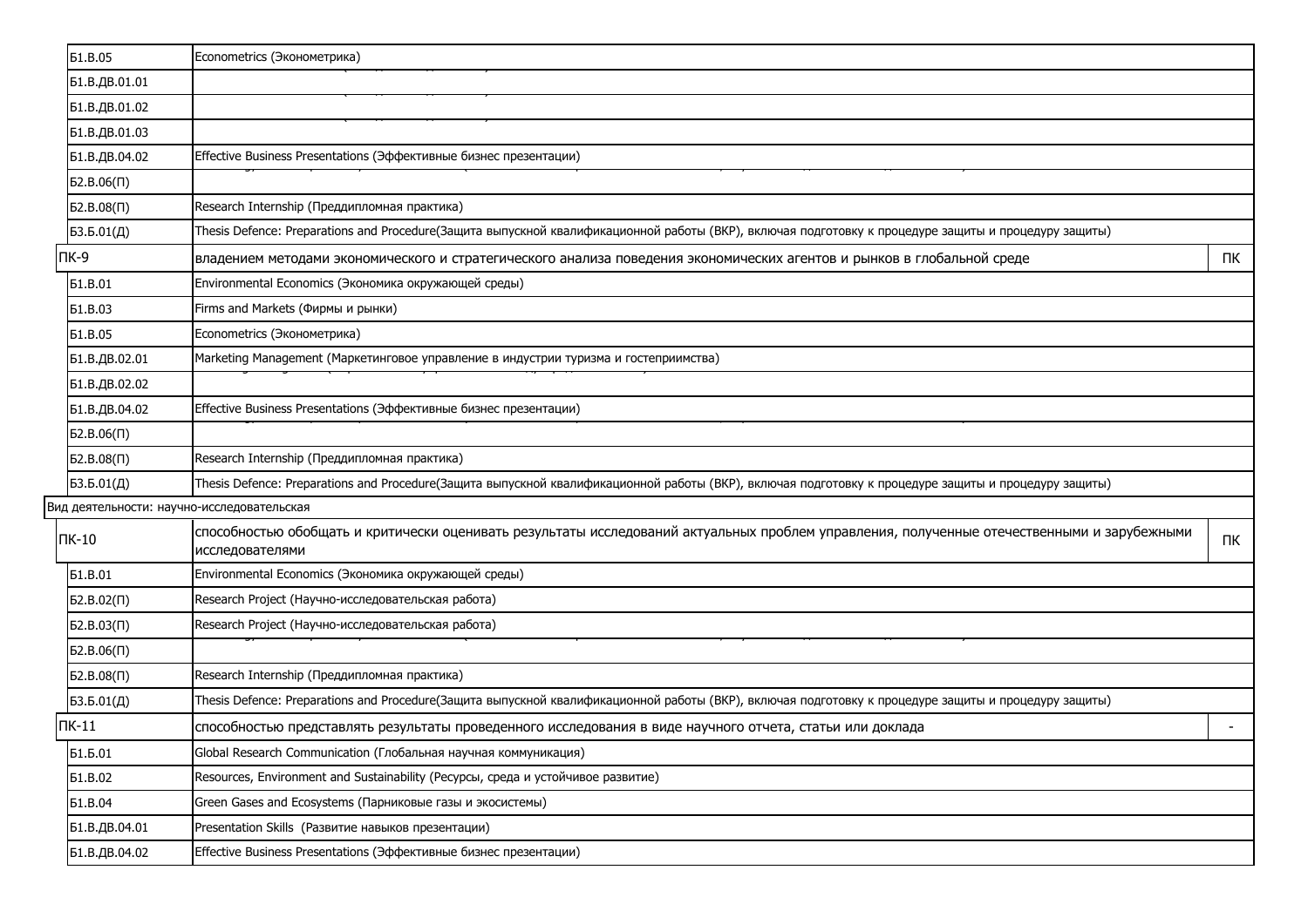| | | |
|---|---|---|
| Б1.В.05 | Econometrics (Эконометрика) | |
| Б1.В.ДВ.01.01 | | |
| Б1.В.ДВ.01.02 | | |
| Б1.В.ДВ.01.03 | | |
| Б1.В.ДВ.04.02 | Effective Business Presentations (Эффективные бизнес презентации) | |
| Б2.В.06(П) | | |
| Б2.В.08(П) | Research Internship (Преддипломная практика) | |
| Б3.Б.01(Д) | Thesis Defence: Preparations and Procedure(Защита выпускной квалификационной работы (ВКР), включая подготовку к процедуре защиты и процедуру защиты) | |
| ПК-9 | владением методами экономического и стратегического анализа поведения экономических агентов и рынков в глобальной среде | ПК |
| Б1.В.01 | Environmental Economics (Экономика окружающей среды) | |
| Б1.В.03 | Firms and Markets (Фирмы и рынки) | |
| Б1.В.05 | Econometrics (Эконометрика) | |
| Б1.В.ДВ.02.01 | Marketing Management (Маркетинговое управление в индустрии туризма и гостеприимства) | |
| Б1.В.ДВ.02.02 | | |
| Б1.В.ДВ.04.02 | Effective Business Presentations (Эффективные бизнес презентации) | |
| Б2.В.06(П) | | |
| Б2.В.08(П) | Research Internship (Преддипломная практика) | |
| Б3.Б.01(Д) | Thesis Defence: Preparations and Procedure(Защита выпускной квалификационной работы (ВКР), включая подготовку к процедуре защиты и процедуру защиты) | |
| Вид деятельности: научно-исследовательская | | |
| ПК-10 | способностью обобщать и критически оценивать результаты исследований актуальных проблем управления, полученные отечественными и зарубежными исследователями | ПК |
| Б1.В.01 | Environmental Economics (Экономика окружающей среды) | |
| Б2.В.02(П) | Research Project (Научно-исследовательская работа) | |
| Б2.В.03(П) | Research Project (Научно-исследовательская работа) | |
| Б2.В.06(П) | | |
| Б2.В.08(П) | Research Internship (Преддипломная практика) | |
| Б3.Б.01(Д) | Thesis Defence: Preparations and Procedure(Защита выпускной квалификационной работы (ВКР), включая подготовку к процедуре защиты и процедуру защиты) | |
| ПК-11 | способностью представлять результаты проведенного исследования в виде научного отчета, статьи или доклада | - |
| Б1.Б.01 | Global Research Communication (Глобальная научная коммуникация) | |
| Б1.В.02 | Resources, Environment and Sustainability (Ресурсы, среда и устойчивое развитие) | |
| Б1.В.04 | Green Gases and Ecosystems (Парниковые газы и экосистемы) | |
| Б1.В.ДВ.04.01 | Presentation Skills (Развитие навыков презентации) | |
| Б1.В.ДВ.04.02 | Effective Business Presentations (Эффективные бизнес презентации) | |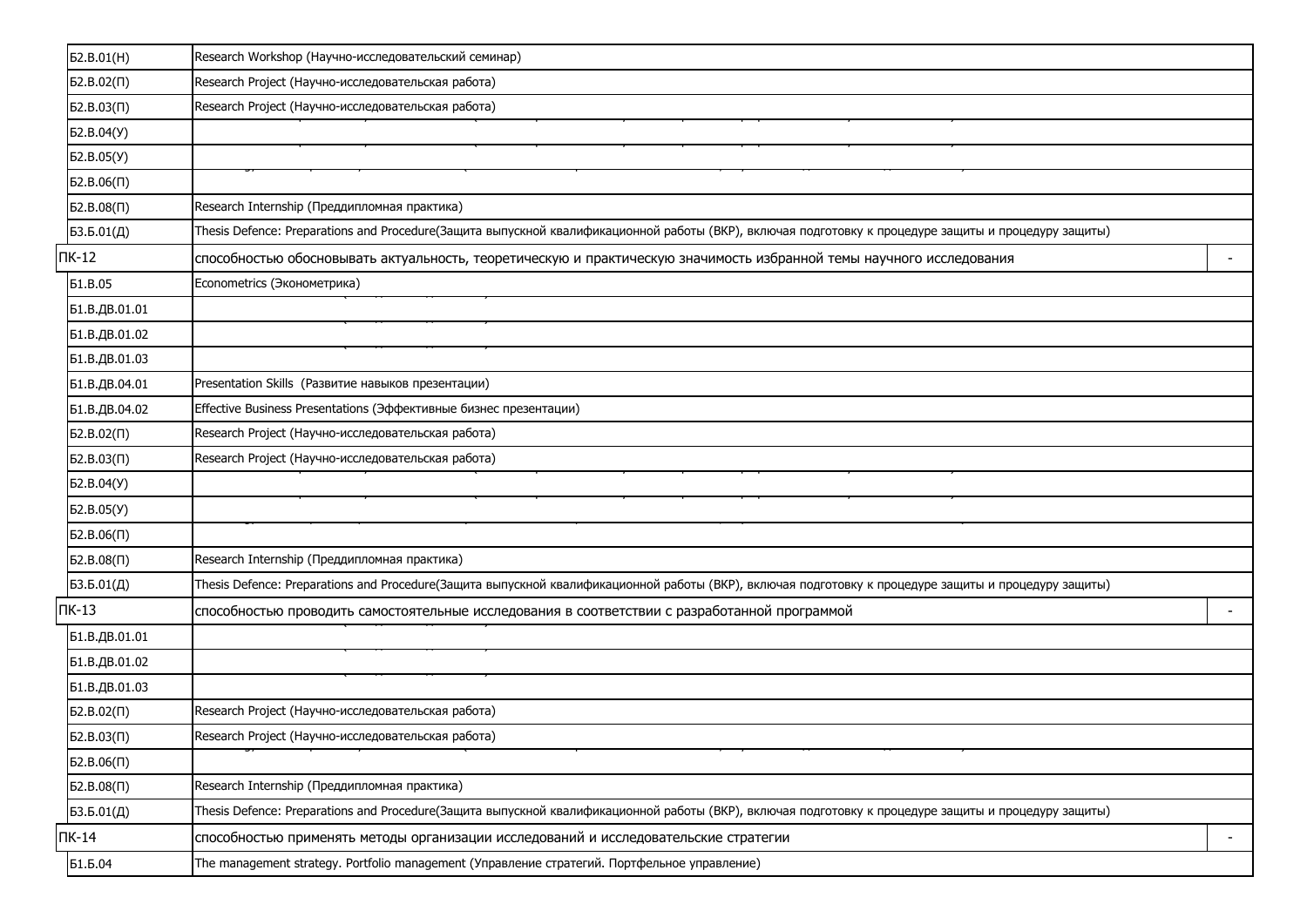| | | |
|---|---|---|
| Б2.В.01(Н) | Research Workshop (Научно-исследовательский семинар) | |
| Б2.В.02(П) | Research Project (Научно-исследовательская работа) | |
| Б2.В.03(П) | Research Project (Научно-исследовательская работа) | |
| Б2.В.04(У) | | |
| Б2.В.05(У) | | |
| Б2.В.06(П) | | |
| Б2.В.08(П) | Research Internship (Преддипломная практика) | |
| Б3.Б.01(Д) | Thesis Defence: Preparations and Procedure(Защита выпускной квалификационной работы (ВКР), включая подготовку к процедуре защиты и процедуру защиты) | |
| ПК-12 | способностью обосновывать актуальность, теоретическую и практическую значимость избранной темы научного исследования | - |
| Б1.В.05 | Econometrics (Эконометрика) | |
| Б1.В.ДВ.01.01 | | |
| Б1.В.ДВ.01.02 | | |
| Б1.В.ДВ.01.03 | | |
| Б1.В.ДВ.04.01 | Presentation Skills (Развитие навыков презентации) | |
| Б1.В.ДВ.04.02 | Effective Business Presentations (Эффективные бизнес презентации) | |
| Б2.В.02(П) | Research Project (Научно-исследовательская работа) | |
| Б2.В.03(П) | Research Project (Научно-исследовательская работа) | |
| Б2.В.04(У) | | |
| Б2.В.05(У) | | |
| Б2.В.06(П) | | |
| Б2.В.08(П) | Research Internship (Преддипломная практика) | |
| Б3.Б.01(Д) | Thesis Defence: Preparations and Procedure(Защита выпускной квалификационной работы (ВКР), включая подготовку к процедуре защиты и процедуру защиты) | |
| ПК-13 | способностью проводить самостоятельные исследования в соответствии с разработанной программой | - |
| Б1.В.ДВ.01.01 | | |
| Б1.В.ДВ.01.02 | | |
| Б1.В.ДВ.01.03 | | |
| Б2.В.02(П) | Research Project (Научно-исследовательская работа) | |
| Б2.В.03(П) | Research Project (Научно-исследовательская работа) | |
| Б2.В.06(П) | | |
| Б2.В.08(П) | Research Internship (Преддипломная практика) | |
| Б3.Б.01(Д) | Thesis Defence: Preparations and Procedure(Защита выпускной квалификационной работы (ВКР), включая подготовку к процедуре защиты и процедуру защиты) | |
| ПК-14 | способностью применять методы организации исследований и исследовательские стратегии | - |
| Б1.Б.04 | The management strategy. Portfolio management (Управление стратегий. Портфельное управление) | |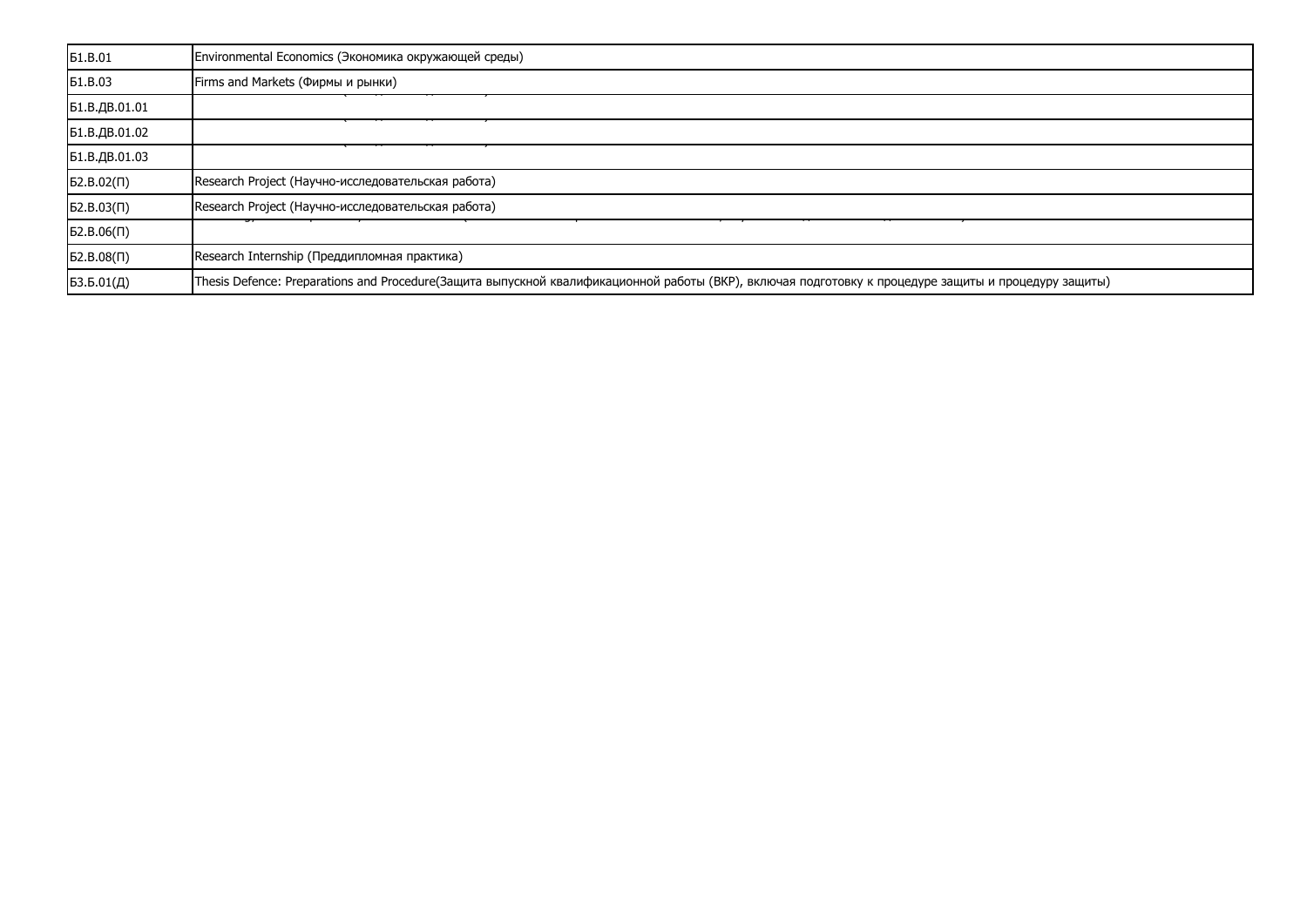| Б1.В.01 | Environmental Economics (Экономика окружающей среды) |
|---|---|
| Б1.В.03 | Firms and Markets (Фирмы и рынки) |
| Б1.В.ДВ.01.01 | |
| Б1.В.ДВ.01.02 | |
| Б1.В.ДВ.01.03 | |
| Б2.В.02(П) | Research Project (Научно-исследовательская работа) |
| Б2.В.03(П) | Research Project (Научно-исследовательская работа) |
| Б2.В.06(П) | |
| Б2.В.08(П) | Research Internship (Преддипломная практика) |
| Б3.Б.01(Д) | Thesis Defence: Preparations and Procedure(Защита выпускной квалификационной работы (ВКР), включая подготовку к процедуре защиты и процедуру защиты) |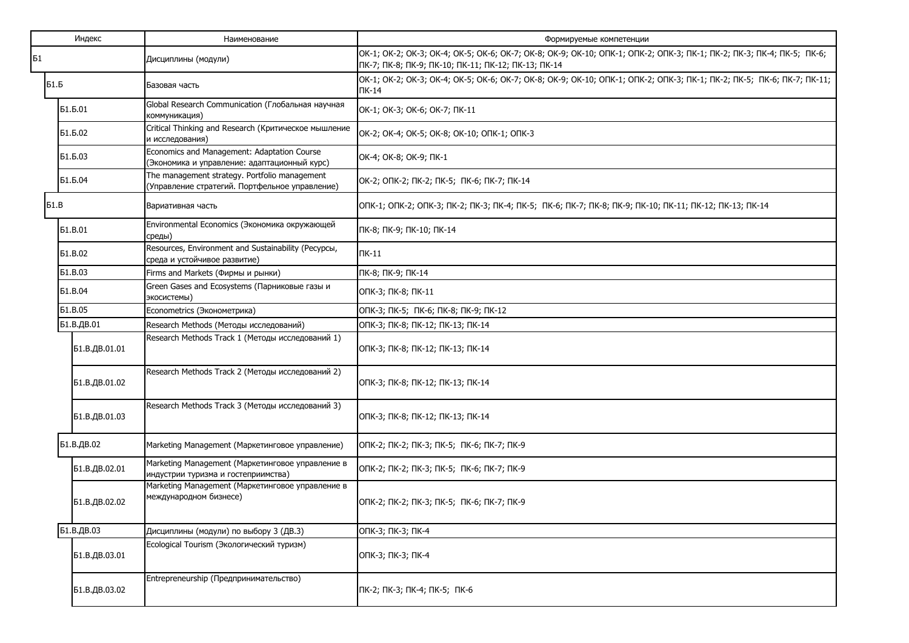| Индекс | Наименование | Формируемые компетенции |
|---|---|---|
| Б1 | Дисциплины (модули) | ОК-1; ОК-2; ОК-3; ОК-4; ОК-5; ОК-6; ОК-7; ОК-8; ОК-9; ОК-10; ОПК-1; ОПК-2; ОПК-3; ПК-1; ПК-2; ПК-3; ПК-4; ПК-5; ПК-6; ПК-7; ПК-8; ПК-9; ПК-10; ПК-11; ПК-12; ПК-13; ПК-14 |
| Б1.Б | Базовая часть | ОК-1; ОК-2; ОК-3; ОК-4; ОК-5; ОК-6; ОК-7; ОК-8; ОК-9; ОК-10; ОПК-1; ОПК-2; ОПК-3; ПК-1; ПК-2; ПК-5; ПК-6; ПК-7; ПК-11; ПК-14 |
| Б1.Б.01 | Global Research Communication (Глобальная научная коммуникация) | ОК-1; ОК-3; ОК-6; ОК-7; ПК-11 |
| Б1.Б.02 | Critical Thinking and Research (Критическое мышление и исследования) | ОК-2; ОК-4; ОК-5; ОК-8; ОК-10; ОПК-1; ОПК-3 |
| Б1.Б.03 | Economics and Management: Adaptation Course (Экономика и управление: адаптационный курс) | ОК-4; ОК-8; ОК-9; ПК-1 |
| Б1.Б.04 | The management strategy. Portfolio management (Управление стратегий. Портфельное управление) | ОК-2; ОПК-2; ПК-2; ПК-5; ПК-6; ПК-7; ПК-14 |
| Б1.В | Вариативная часть | ОПК-1; ОПК-2; ОПК-3; ПК-2; ПК-3; ПК-4; ПК-5; ПК-6; ПК-7; ПК-8; ПК-9; ПК-10; ПК-11; ПК-12; ПК-13; ПК-14 |
| Б1.В.01 | Environmental Economics (Экономика окружающей среды) | ПК-8; ПК-9; ПК-10; ПК-14 |
| Б1.В.02 | Resources, Environment and Sustainability (Ресурсы, среда и устойчивое развитие) | ПК-11 |
| Б1.В.03 | Firms and Markets (Фирмы и рынки) | ПК-8; ПК-9; ПК-14 |
| Б1.В.04 | Green Gases and Ecosystems (Парниковые газы и экосистемы) | ОПК-3; ПК-8; ПК-11 |
| Б1.В.05 | Econometrics (Эконометрика) | ОПК-3; ПК-5; ПК-6; ПК-8; ПК-9; ПК-12 |
| Б1.В.ДВ.01 | Research Methods (Методы исследований) | ОПК-3; ПК-8; ПК-12; ПК-13; ПК-14 |
| Б1.В.ДВ.01.01 | Research Methods Track 1 (Методы исследований 1) | ОПК-3; ПК-8; ПК-12; ПК-13; ПК-14 |
| Б1.В.ДВ.01.02 | Research Methods Track 2 (Методы исследований 2) | ОПК-3; ПК-8; ПК-12; ПК-13; ПК-14 |
| Б1.В.ДВ.01.03 | Research Methods Track 3 (Методы исследований 3) | ОПК-3; ПК-8; ПК-12; ПК-13; ПК-14 |
| Б1.В.ДВ.02 | Marketing Management (Маркетинговое управление) | ОПК-2; ПК-2; ПК-3; ПК-5; ПК-6; ПК-7; ПК-9 |
| Б1.В.ДВ.02.01 | Marketing Management (Маркетинговое управление в индустрии туризма и гостеприимства) | ОПК-2; ПК-2; ПК-3; ПК-5; ПК-6; ПК-7; ПК-9 |
| Б1.В.ДВ.02.02 | Marketing Management (Маркетинговое управление в международном бизнесе) | ОПК-2; ПК-2; ПК-3; ПК-5; ПК-6; ПК-7; ПК-9 |
| Б1.В.ДВ.03 | Дисциплины (модули) по выбору 3 (ДВ.3) | ОПК-3; ПК-3; ПК-4 |
| Б1.В.ДВ.03.01 | Ecological Tourism (Экологический туризм) | ОПК-3; ПК-3; ПК-4 |
| Б1.В.ДВ.03.02 | Entrepreneurship (Предпринимательство) | ПК-2; ПК-3; ПК-4; ПК-5; ПК-6 |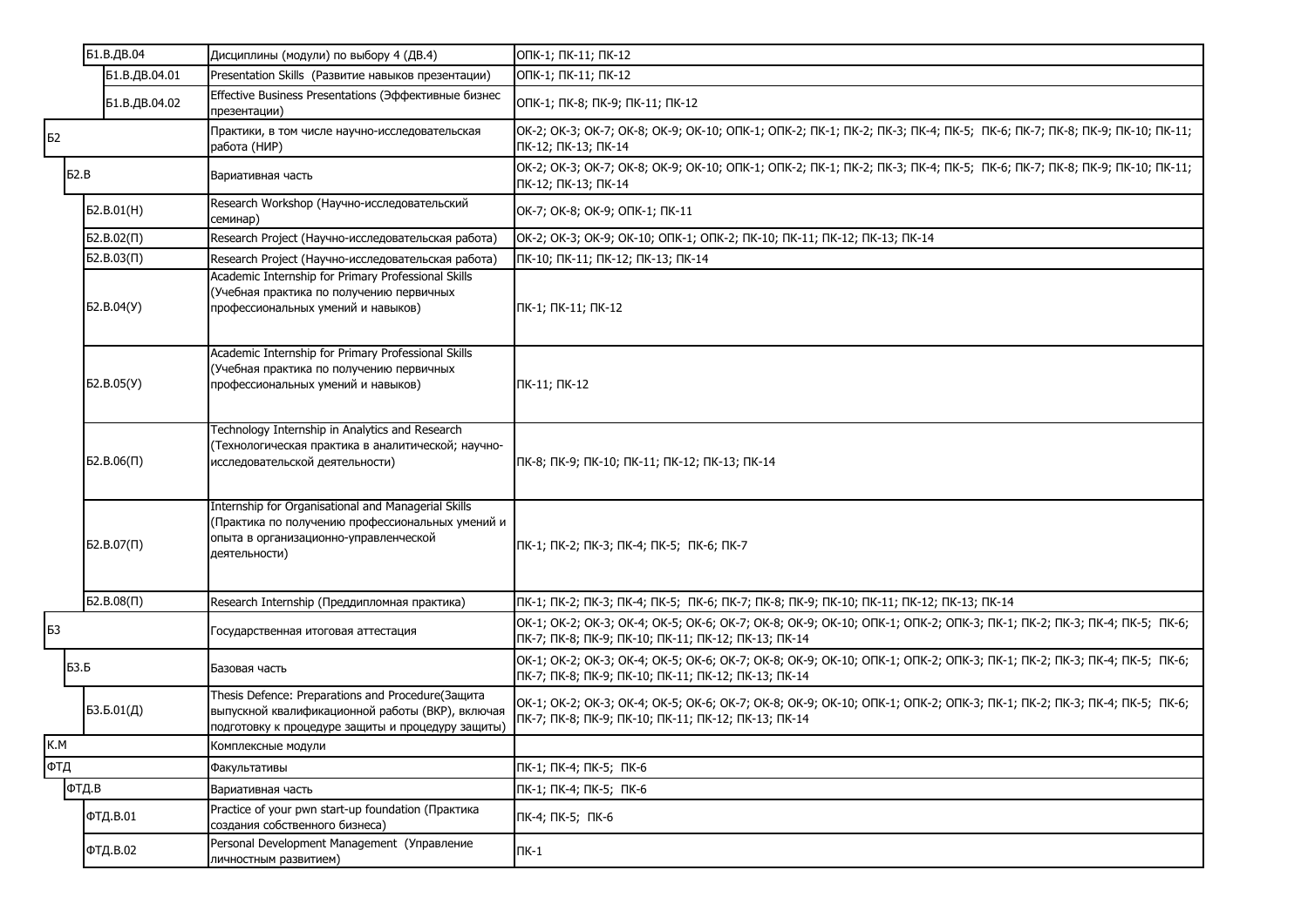| | | |
|---|---|---|
| Б1.В.ДВ.04 | Дисциплины (модули) по выбору 4 (ДВ.4) | ОПК-1; ПК-11; ПК-12 |
| Б1.В.ДВ.04.01 | Presentation Skills (Развитие навыков презентации) | ОПК-1; ПК-11; ПК-12 |
| Б1.В.ДВ.04.02 | Effective Business Presentations (Эффективные бизнес презентации) | ОПК-1; ПК-8; ПК-9; ПК-11; ПК-12 |
| Б2 | Практики, в том числе научно-исследовательская работа (НИР) | ОК-2; ОК-3; ОК-7; ОК-8; ОК-9; ОК-10; ОПК-1; ОПК-2; ПК-1; ПК-2; ПК-3; ПК-4; ПК-5; ПК-6; ПК-7; ПК-8; ПК-9; ПК-10; ПК-11; ПК-12; ПК-13; ПК-14 |
| Б2.В | Вариативная часть | ОК-2; ОК-3; ОК-7; ОК-8; ОК-9; ОК-10; ОПК-1; ОПК-2; ПК-1; ПК-2; ПК-3; ПК-4; ПК-5; ПК-6; ПК-7; ПК-8; ПК-9; ПК-10; ПК-11; ПК-12; ПК-13; ПК-14 |
| Б2.В.01(Н) | Research Workshop (Научно-исследовательский семинар) | ОК-7; ОК-8; ОК-9; ОПК-1; ПК-11 |
| Б2.В.02(П) | Research Project (Научно-исследовательская работа) | ОК-2; ОК-3; ОК-9; ОК-10; ОПК-1; ОПК-2; ПК-10; ПК-11; ПК-12; ПК-13; ПК-14 |
| Б2.В.03(П) | Research Project (Научно-исследовательская работа) | ПК-10; ПК-11; ПК-12; ПК-13; ПК-14 |
| Б2.В.04(У) | Academic Internship for Primary Professional Skills (Учебная практика по получению первичных профессиональных умений и навыков) | ПК-1; ПК-11; ПК-12 |
| Б2.В.05(У) | Academic Internship for Primary Professional Skills (Учебная практика по получению первичных профессиональных умений и навыков) | ПК-11; ПК-12 |
| Б2.В.06(П) | Technology Internship in Analytics and Research (Технологическая практика в аналитической; научно-исследовательской деятельности) | ПК-8; ПК-9; ПК-10; ПК-11; ПК-12; ПК-13; ПК-14 |
| Б2.В.07(П) | Internship for Organisational and Managerial Skills (Практика по получению профессиональных умений и опыта в организационно-управленческой деятельности) | ПК-1; ПК-2; ПК-3; ПК-4; ПК-5; ПК-6; ПК-7 |
| Б2.В.08(П) | Research Internship (Преддипломная практика) | ПК-1; ПК-2; ПК-3; ПК-4; ПК-5; ПК-6; ПК-7; ПК-8; ПК-9; ПК-10; ПК-11; ПК-12; ПК-13; ПК-14 |
| Б3 | Государственная итоговая аттестация | ОК-1; ОК-2; ОК-3; ОК-4; ОК-5; ОК-6; ОК-7; ОК-8; ОК-9; ОК-10; ОПК-1; ОПК-2; ОПК-3; ПК-1; ПК-2; ПК-3; ПК-4; ПК-5; ПК-6; ПК-7; ПК-8; ПК-9; ПК-10; ПК-11; ПК-12; ПК-13; ПК-14 |
| Б3.Б | Базовая часть | ОК-1; ОК-2; ОК-3; ОК-4; ОК-5; ОК-6; ОК-7; ОК-8; ОК-9; ОК-10; ОПК-1; ОПК-2; ОПК-3; ПК-1; ПК-2; ПК-3; ПК-4; ПК-5; ПК-6; ПК-7; ПК-8; ПК-9; ПК-10; ПК-11; ПК-12; ПК-13; ПК-14 |
| Б3.Б.01(Д) | Thesis Defence: Preparations and Procedure(Защита выпускной квалификационной работы (ВКР), включая подготовку к процедуре защиты и процедуру защиты) | ОК-1; ОК-2; ОК-3; ОК-4; ОК-5; ОК-6; ОК-7; ОК-8; ОК-9; ОК-10; ОПК-1; ОПК-2; ОПК-3; ПК-1; ПК-2; ПК-3; ПК-4; ПК-5; ПК-6; ПК-7; ПК-8; ПК-9; ПК-10; ПК-11; ПК-12; ПК-13; ПК-14 |
| К.М | Комплексные модули | |
| ФТД | Факультативы | ПК-1; ПК-4; ПК-5; ПК-6 |
| ФТД.В | Вариативная часть | ПК-1; ПК-4; ПК-5; ПК-6 |
| ФТД.В.01 | Practice of your pwn start-up foundation (Практика создания собственного бизнеса) | ПК-4; ПК-5; ПК-6 |
| ФТД.В.02 | Personal Development Management (Управление личностным развитием) | ПК-1 |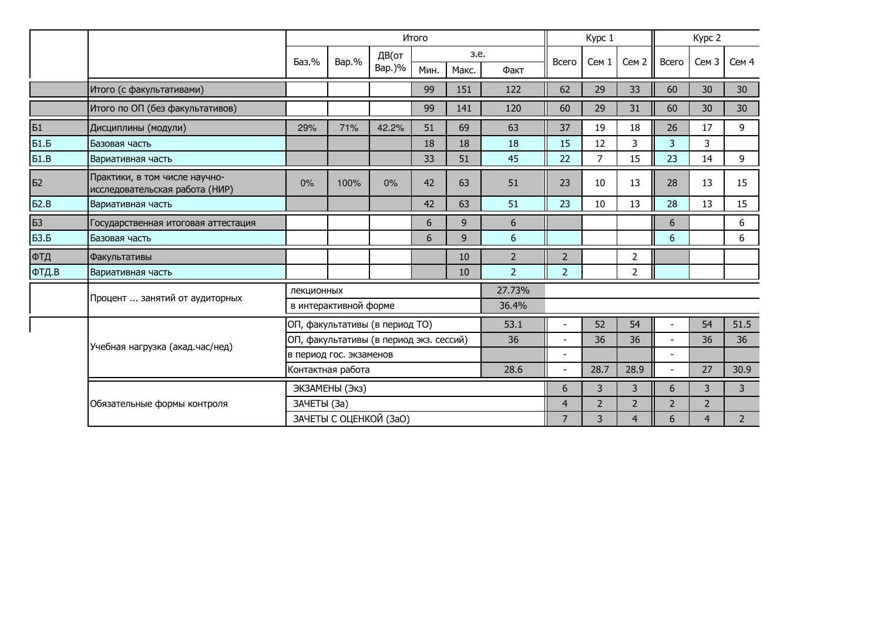| | | Итого | | | | | | Курс 1 | | | Курс 2 | | |
|---|---|---|---|---|---|---|---|---|---|---|---|---|---|
| | | Баз.% | Вар.% | ДВ(от Вар.)% | з.е. | | | Всего | Сем 1 | Сем 2 | Всего | Сем 3 | Сем 4 |
| | | | | | Мин. | Макс. | Факт | | | | | | |
| | Итого (с факультативами) | | | | 99 | 151 | 122 | 62 | 29 | 33 | 60 | 30 | 30 |
| | Итого по ОП (без факультативов) | | | | 99 | 141 | 120 | 60 | 29 | 31 | 60 | 30 | 30 |
| Б1 | Дисциплины (модули) | 29% | 71% | 42.2% | 51 | 69 | 63 | 37 | 19 | 18 | 26 | 17 | 9 |
| Б1.Б | Базовая часть | | | | 18 | 18 | 18 | 15 | 12 | 3 | 3 | 3 | |
| Б1.В | Вариативная часть | | | | 33 | 51 | 45 | 22 | 7 | 15 | 23 | 14 | 9 |
| Б2 | Практики, в том числе научно-исследовательская работа (НИР) | 0% | 100% | 0% | 42 | 63 | 51 | 23 | 10 | 13 | 28 | 13 | 15 |
| Б2.В | Вариативная часть | | | | 42 | 63 | 51 | 23 | 10 | 13 | 28 | 13 | 15 |
| Б3 | Государственная итоговая аттестация | | | | 6 | 9 | 6 | | | | 6 | | 6 |
| Б3.Б | Базовая часть | | | | 6 | 9 | 6 | | | | 6 | | 6 |
| ФТД | Факультативы | | | | | 10 | 2 | 2 | | 2 | | | |
| ФТД.В | Вариативная часть | | | | | 10 | 2 | 2 | | 2 | | | |
| | Процент ... занятий от аудиторных | лекционных | | | | | 27.73% | | | | | | |
| | | в интерактивной форме | | | | | 36.4% | | | | | | |
| | Учебная нагрузка (акад.час/нед) | ОП, факультативы (в период ТО) | | | | | 53.1 | - | 52 | 54 | - | 54 | 51.5 |
| | | ОП, факультативы (в период экз. сессий) | | | | | 36 | - | 36 | 36 | - | 36 | 36 |
| | | в период гос. экзаменов | | | | | | - | | | - | | |
| | | Контактная работа | | | | | 28.6 | - | 28.7 | 28.9 | - | 27 | 30.9 |
| | Обязательные формы контроля | ЭКЗАМЕНЫ (Экз) | | | | | | 6 | 3 | 3 | 6 | 3 | 3 |
| | | ЗАЧЕТЫ (За) | | | | | | 4 | 2 | 2 | 2 | 2 | |
| | | ЗАЧЕТЫ С ОЦЕНКОЙ (ЗаО) | | | | | | 7 | 3 | 4 | 6 | 4 | 2 |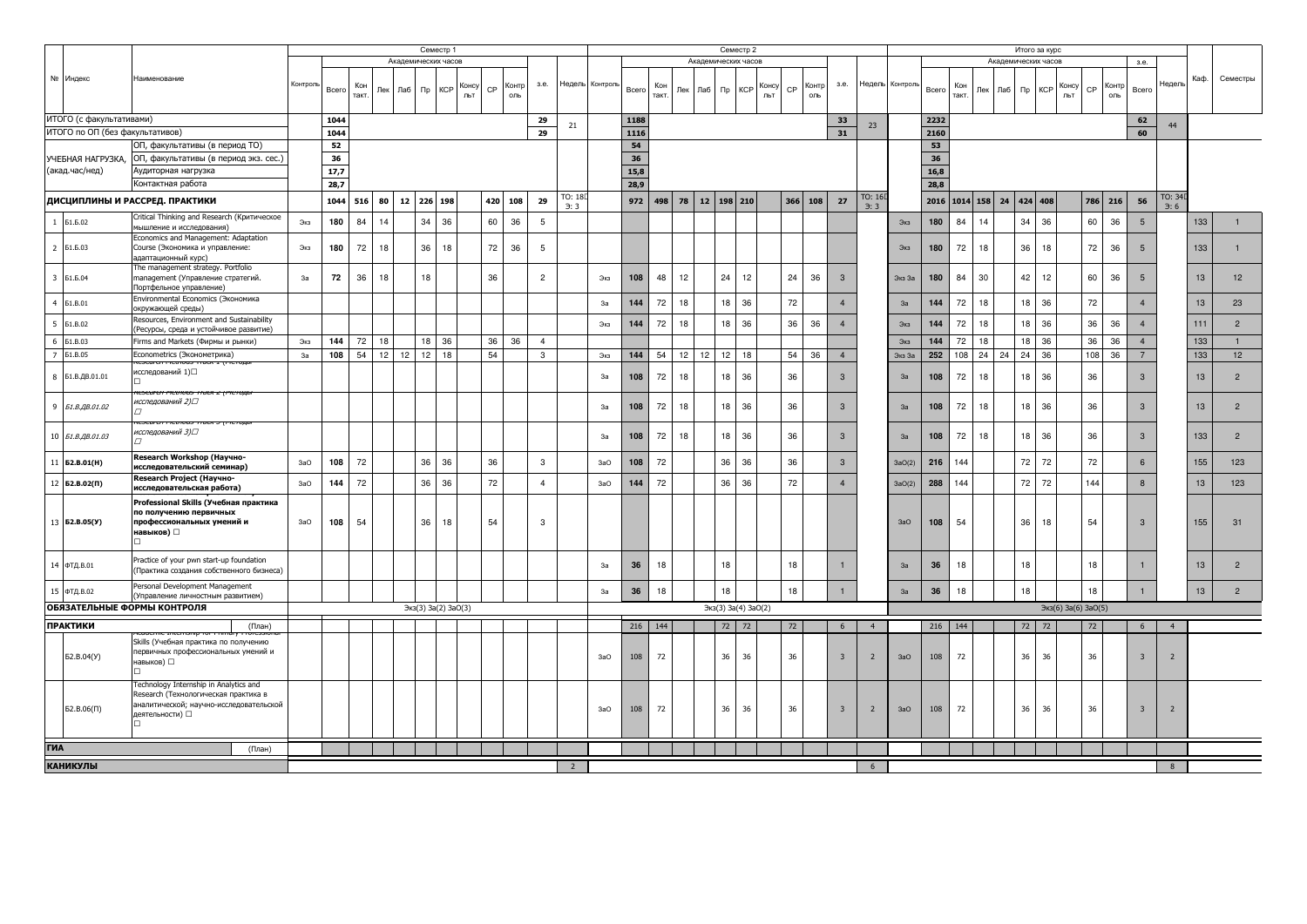| № | Индекс | Наименование | Семестр 1 | | | | | | | | | | | | Семестр 2 | | | | | | | | | | | | Итого за курс | | | | | | | | | | | | Каф. | Семестры |
|---|---|---|---|---|---|---|---|---|---|---|---|---|---|---|---|---|---|---|---|---|---|---|---|---|---|---|---|---|---|---|---|---|---|---|---|---|---|---|---|---|
| | | | Контроль | Всего | Кон такт. | Лек | Лаб | Пр | КСР | Консульт | СР | Контроль | з.е. | Недель | Контроль | Всего | Кон такт. | Лек | Лаб | Пр | КСР | Консульт | СР | Контроль | з.е. | Недель | Контроль | Всего | Кон такт. | Лек | Лаб | Пр | КСР | Консульт | СР | Контроль | з.е. Всего | Недель | | |
| ИТОГО (с факультативами) | | | | 1044 | | | | | | | | | 29 | 21 | | 1188 | | | | | | | | | 33 | 23 | | 2232 | | | | | | | | | 62 | 44 | | |
| ИТОГО по ОП (без факультативов) | | | | 1044 | | | | | | | | | 29 | | | 1116 | | | | | | | | | 31 | | | 2160 | | | | | | | | | 60 | | | |
| УЧЕБНАЯ НАГРУЗКА, (акад.час/нед) | | ОП, факультативы (в период ТО) | | 52 | | | | | | | | | | | | 54 | | | | | | | | | | | | 53 | | | | | | | | | | | | |
| | | ОП, факультативы (в период экз. сес.) | | 36 | | | | | | | | | | | | 36 | | | | | | | | | | | | 36 | | | | | | | | | | | | |
| | | Аудиторная нагрузка | | 17,7 | | | | | | | | | | | | 15,8 | | | | | | | | | | | | 16,8 | | | | | | | | | | | | |
| | | Контактная работа | | 28,7 | | | | | | | | | | | | 28,9 | | | | | | | | | | | | 28,8 | | | | | | | | | | | | |
| ДИСЦИПЛИНЫ И РАССРЕД. ПРАКТИКИ | | | | 1044 | 516 | 80 | 12 | 226 | 198 | | 420 | 108 | 29 | ТО: 18 Э: 3 | | 972 | 498 | 78 | 12 | 198 | 210 | | 366 | 108 | 27 | ТО: 16 Э: 3 | | 2016 | 1014 | 158 | 24 | 424 | 408 | | 786 | 216 | 56 | ТО: 34 Э: 6 | | |
| 1 | Б1.Б.02 | Critical Thinking and Research (Критическое мышление и исследования) | Экз | 180 | 84 | 14 | | 34 | 36 | | 60 | 36 | 5 | | | | | | | | | | | | | | Экз | 180 | 84 | 14 | | 34 | 36 | | 60 | 36 | 5 | | 133 | 1 |
| 2 | Б1.Б.03 | Economics and Management: Adaptation Course (Экономика и управление: адаптационный курс) | Экз | 180 | 72 | 18 | | 36 | 18 | | 72 | 36 | 5 | | | | | | | | | | | | | | Экз | 180 | 72 | 18 | | 36 | 18 | | 72 | 36 | 5 | | 133 | 1 |
| 3 | Б1.Б.04 | The management strategy. Portfolio management (Управление стратегией. Портфельное управление) | За | 72 | 36 | 18 | | 18 | | | 36 | | 2 | | Экз | 108 | 48 | 12 | | 24 | 12 | | 24 | 36 | 3 | | Экз За | 180 | 84 | 30 | | 42 | 12 | | 60 | 36 | 5 | | 13 | 12 |
| 4 | Б1.В.01 | Environmental Economics (Экономика окружающей среды) | | | | | | | | | | | | | За | 144 | 72 | 18 | | 18 | 36 | | 72 | | 4 | | За | 144 | 72 | 18 | | 18 | 36 | | 72 | | 4 | | 13 | 23 |
| 5 | Б1.В.02 | Resources, Environment and Sustainability (Ресурсы, среда и устойчивое развитие) | | | | | | | | | | | | | Экз | 144 | 72 | 18 | | 18 | 36 | | 36 | 36 | 4 | | Экз | 144 | 72 | 18 | | 18 | 36 | | 36 | 36 | 4 | | 111 | 2 |
| 6 | Б1.В.03 | Firms and Markets (Фирмы и рынки) | Экз | 144 | 72 | 18 | | 18 | 36 | | 36 | 36 | 4 | | | | | | | | | | | | | | Экз | 144 | 72 | 18 | | 18 | 36 | | 36 | 36 | 4 | | 133 | 1 |
| 7 | Б1.Б.05 | Econometrics (Эконометрика) | За | 108 | 54 | 12 | 12 | 12 | 18 | | 54 | | 3 | | Экз | 144 | 54 | 12 | 12 | 12 | 18 | | 54 | 36 | 4 | | Экз За | 252 | 108 | 24 | 24 | 24 | 36 | | 108 | 36 | 7 | | 133 | 12 |
| 8 | Б1.В.ДВ.01.01 | Research Methods Track 1 (Методы исследований 1) | | | | | | | | | | | | | За | 108 | 72 | 18 | | 18 | 36 | | 36 | | 3 | | За | 108 | 72 | 18 | | 18 | 36 | | 36 | | 3 | | 13 | 2 |
| 9 | *Б1.В.ДВ.01.02* | *Research Methods Track 2 (Методы исследований 2)* | | | | | | | | | | | | | За | 108 | 72 | 18 | | 18 | 36 | | 36 | | 3 | | За | 108 | 72 | 18 | | 18 | 36 | | 36 | | 3 | | 13 | 2 |
| 10 | *Б1.В.ДВ.01.03* | *Research Methods Track 3 (Методы исследований 3)* | | | | | | | | | | | | | За | 108 | 72 | 18 | | 18 | 36 | | 36 | | 3 | | За | 108 | 72 | 18 | | 18 | 36 | | 36 | | 3 | | 133 | 2 |
| 11 | **Б2.В.01(Н)** | **Research Workshop (Научно-исследовательский семинар)** | ЗаО | 108 | 72 | | | 36 | 36 | | 36 | | 3 | | ЗаО | 108 | 72 | | | 36 | 36 | | 36 | | 3 | | ЗаО(2) | 216 | 144 | | | 72 | 72 | | 72 | | 6 | | 155 | 123 |
| 12 | **Б2.В.02(П)** | **Research Project (Научно-исследовательская работа)** | ЗаО | 144 | 72 | | | 36 | 36 | | 72 | | 4 | | ЗаО | 144 | 72 | | | 36 | 36 | | 72 | | 4 | | ЗаО(2) | 288 | 144 | | | 72 | 72 | | 144 | | 8 | | 13 | 123 |
| 13 | **Б2.В.05(У)** | **Professional Skills (Учебная практика по получению первичных профессиональных умений и навыков)** | ЗаО | 108 | 54 | | | 36 | 18 | | 54 | | 3 | | | | | | | | | | | | | | ЗаО | 108 | 54 | | | 36 | 18 | | 54 | | 3 | | 155 | 31 |
| 14 | ФТД.В.01 | Practice of your pwn start-up foundation (Практика создания собственного бизнеса) | | | | | | | | | | | | | За | 36 | 18 | | | 18 | | | 18 | | 1 | | За | 36 | 18 | | | 18 | | | 18 | | 1 | | 13 | 2 |
| 15 | ФТД.В.02 | Personal Development Management (Управление личностным развитием) | | | | | | | | | | | | | За | 36 | 18 | | | 18 | | | 18 | | 1 | | За | 36 | 18 | | | 18 | | | 18 | | 1 | | 13 | 2 |
| **ОБЯЗАТЕЛЬНЫЕ ФОРМЫ КОНТРОЛЯ** | | | Экз(3) За(2) ЗаО(3) | | | | | | | | | | | | Экз(3) За(4) ЗаО(2) | | | | | | | | | | | | Экз(6) За(6) ЗаО(5) | | | | | | | | | | | | | |
| **ПРАКТИКИ** | | (План) | | | | | | | | | | | | | | 216 | 144 | | | 72 | 72 | | 72 | | 6 | 4 | | 216 | 144 | | | 72 | 72 | | 72 | | 6 | 4 | | |
| | Б2.В.04(У) | Academic Internship for Primary Professional Skills (Учебная практика по получению первичных профессиональных умений и навыков) | | | | | | | | | | | | | ЗаО | 108 | 72 | | | 36 | 36 | | 36 | | 3 | 2 | ЗаО | 108 | 72 | | | 36 | 36 | | 36 | | 3 | 2 | | |
| | Б2.В.06(П) | Technology Internship in Analytics and Research (Технологическая практика в аналитической; научно-исследовательской деятельности) | | | | | | | | | | | | | ЗаО | 108 | 72 | | | 36 | 36 | | 36 | | 3 | 2 | ЗаО | 108 | 72 | | | 36 | 36 | | 36 | | 3 | 2 | | |
| **ГИА** | | (План) | | | | | | | | | | | | | | | | | | | | | | | | | | | | | | | | | | | | | | |
| **КАНИКУЛЫ** | | | | | | | | | | | | | | 2 | | | | | | | | | | | | 6 | | | | | | | | | | | | 8 | | |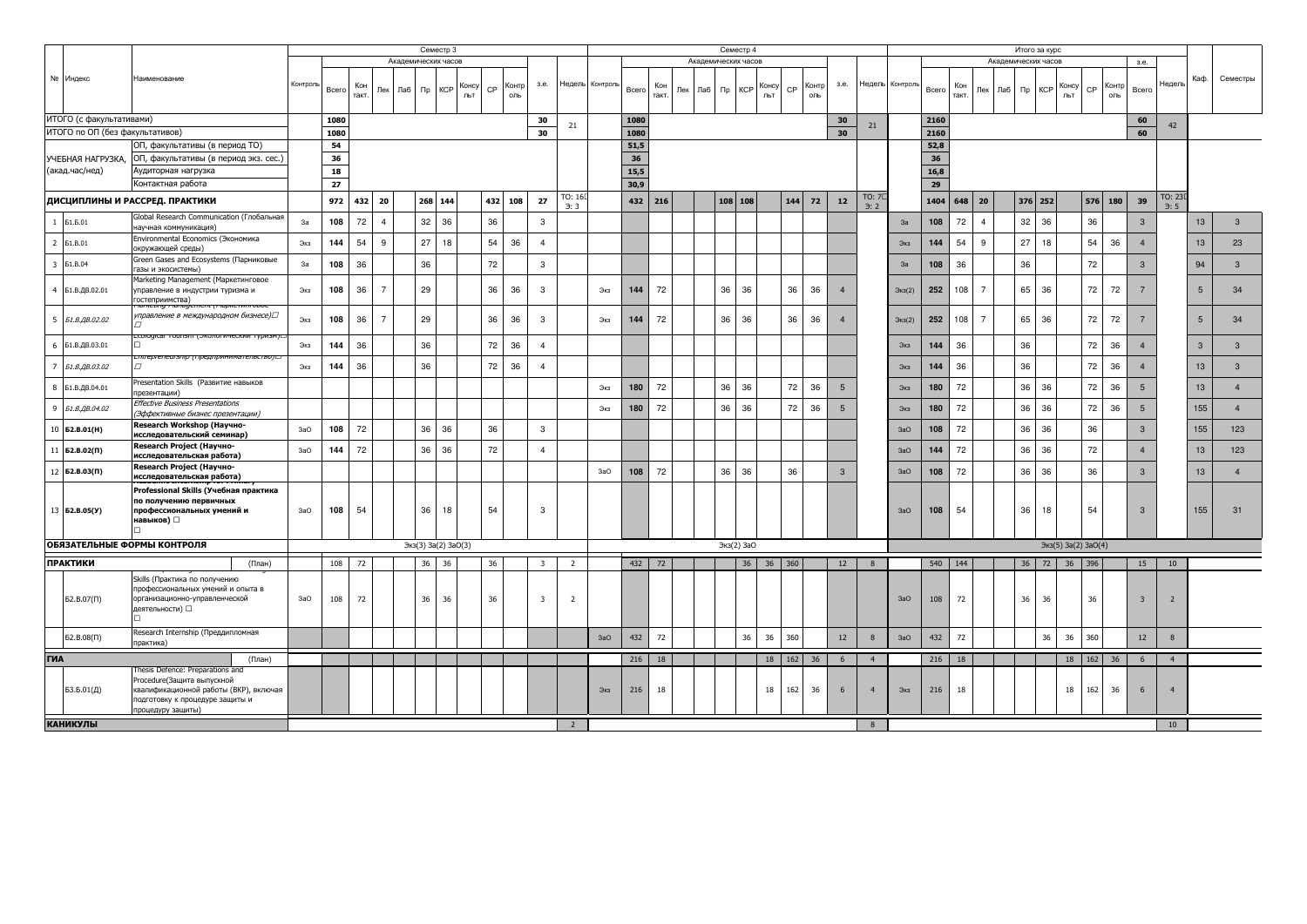| № | Индекс | Наименование | Семестр 3 | | | | | | | | | | | | Семестр 4 | | | | | | | | | | | | Итого за курс | | | | | | | | | | | | | |
|---|---|---|---|---|---|---|---|---|---|---|---|---|---|---|---|---|---|---|---|---|---|---|---|---|---|---|---|---|---|---|---|---|---|---|---|---|---|---|---|---|
| | | | | Академических часов | | | | | | | | | | | | Академических часов | | | | | | | | | | | | Академических часов | | | | | | | | | з.е. | | | |
| | | | Контроль | Всего | Кон такт. | Лек | Лаб | Пр | КСР | Консульт | СР | Контроль | з.е. | Недель | Контроль | Всего | Кон такт. | Лек | Лаб | Пр | КСР | Консульт | СР | Контроль | з.е. | Недель | Контроль | Всего | Кон такт. | Лек | Лаб | Пр | КСР | Консульт | СР | Контроль | Всего | Недель | Каф. | Семестры |
| ИТОГО (с факультативами) | | | | 1080 | | | | | | | | | 30 | 21 | | 1080 | | | | | | | | | 30 | 21 | | 2160 | | | | | | | | | 60 | 42 | | |
| ИТОГО по ОП (без факультативов) | | | | 1080 | | | | | | | | | 30 | | | 1080 | | | | | | | | | 30 | | | 2160 | | | | | | | | | 60 | | | |
| УЧЕБНАЯ НАГРУЗКА, (акад.час/нед) | | ОП, факультативы (в период ТО) | | 54 | | | | | | | | | | | | 51,5 | | | | | | | | | | | | 52,8 | | | | | | | | | | | | |
| | | ОП, факультативы (в период экз. сес.) | | 36 | | | | | | | | | | | | 36 | | | | | | | | | | | | 36 | | | | | | | | | | | | |
| | | Аудиторная нагрузка | | 18 | | | | | | | | | | | | 15,5 | | | | | | | | | | | | 16,8 | | | | | | | | | | | | |
| | | Контактная работа | | 27 | | | | | | | | | | | | 30,9 | | | | | | | | | | | | 29 | | | | | | | | | | | | |
| ДИСЦИПЛИНЫ И РАССРЕД. ПРАКТИКИ | | | | 972 | 432 | 20 | | 268 | 144 | | 432 | 108 | 27 | ТО: 16 Э: 3 | | 432 | 216 | | | 108 | 108 | | 144 | 72 | 12 | ТО: 7 Э: 2 | | 1404 | 648 | 20 | | 376 | 252 | | 576 | 180 | 39 | ТО: 23 Э: 5 | | |
| 1 | Б1.Б.01 | Global Research Communication (Глобальная научная коммуникация) | За | 108 | 72 | 4 | | 32 | 36 | | 36 | | 3 | | | | | | | | | | | | | | За | 108 | 72 | 4 | | 32 | 36 | | 36 | | 3 | | 13 | 3 |
| 2 | Б1.B.01 | Environmental Economics (Экономика окружающей среды) | Экз | 144 | 54 | 9 | | 27 | 18 | | 54 | 36 | 4 | | | | | | | | | | | | | | Экз | 144 | 54 | 9 | | 27 | 18 | | 54 | 36 | 4 | | 13 | 23 |
| 3 | Б1.В.04 | Green Gases and Ecosystems (Парниковые газы и экосистемы) | За | 108 | 36 | | | 36 | | | 72 | | 3 | | | | | | | | | | | | | | За | 108 | 36 | | | 36 | | | 72 | | 3 | | 94 | 3 |
| 4 | Б1.В.ДВ.02.01 | Marketing Management (Маркетинговое управление в индустрии туризма и гостеприимства) | Экз | 108 | 36 | 7 | | 29 | | | 36 | 36 | 3 | | Экз | 144 | 72 | | | 36 | 36 | | 36 | 36 | 4 | | Экз(2) | 252 | 108 | 7 | | 65 | 36 | | 72 | 72 | 7 | | 5 | 34 |
| 5 | *Б1.В.ДВ.02.02* | *Marketing Management (Маркетинговое управление в международном бизнесе)□* | Экз | 108 | 36 | 7 | | 29 | | | 36 | 36 | 3 | | Экз | 144 | 72 | | | 36 | 36 | | 36 | 36 | 4 | | Экз(2) | 252 | 108 | 7 | | 65 | 36 | | 72 | 72 | 7 | | 5 | 34 |
| 6 | Б1.В.ДВ.03.01 | Ecological Tourism (Экологический туризм)□ | Экз | 144 | 36 | | | 36 | | | 72 | 36 | 4 | | | | | | | | | | | | | | Экз | 144 | 36 | | | 36 | | | 72 | 36 | 4 | | 3 | 3 |
| 7 | *Б1.В.ДВ.03.02* | *Entrepreneurship (Предпринимательство)□* | Экз | 144 | 36 | | | 36 | | | 72 | 36 | 4 | | | | | | | | | | | | | | Экз | 144 | 36 | | | 36 | | | 72 | 36 | 4 | | 13 | 3 |
| 8 | Б1.В.ДВ.04.01 | Presentation Skills (Развитие навыков презентации) | | | | | | | | | | | | | Экз | 180 | 72 | | | 36 | 36 | | 72 | 36 | 5 | | Экз | 180 | 72 | | | 36 | 36 | | 72 | 36 | 5 | | 13 | 4 |
| 9 | *Б1.В.ДВ.04.02* | *Effective Business Presentations (Эффективные бизнес презентации)* | | | | | | | | | | | | | Экз | 180 | 72 | | | 36 | 36 | | 72 | 36 | 5 | | Экз | 180 | 72 | | | 36 | 36 | | 72 | 36 | 5 | | 155 | 4 |
| 10 | **Б2.В.01(Н)** | **Research Workshop (Научно-исследовательский семинар)** | ЗаО | 108 | 72 | | | 36 | 36 | | 36 | | 3 | | | | | | | | | | | | | | ЗаО | 108 | 72 | | | 36 | 36 | | 36 | | 3 | | 155 | 123 |
| 11 | **Б2.В.02(П)** | **Research Project (Научно-исследовательская работа)** | ЗаО | 144 | 72 | | | 36 | 36 | | 72 | | 4 | | | | | | | | | | | | | | ЗаО | 144 | 72 | | | 36 | 36 | | 72 | | 4 | | 13 | 123 |
| 12 | **Б2.В.03(П)** | **Research Project (Научно-исследовательская работа)** | | | | | | | | | | | | | ЗаО | 108 | 72 | | | 36 | 36 | | 36 | | 3 | | ЗаО | 108 | 72 | | | 36 | 36 | | 36 | | 3 | | 13 | 4 |
| 13 | **Б2.В.05(У)** | **Professional Skills (Учебная практика по получению первичных профессиональных умений и навыков) □ □** | ЗаО | 108 | 54 | | | 36 | 18 | | 54 | | 3 | | | | | | | | | | | | | | ЗаО | 108 | 54 | | | 36 | 18 | | 54 | | 3 | | 155 | 31 |
| ОБЯЗАТЕЛЬНЫЕ ФОРМЫ КОНТРОЛЯ | | | Экз(3) За(2) ЗаО(3) | | | | | | | | | | | | Экз(2) ЗаО | | | | | | | | | | | | Экз(5) За(2) ЗаО(4) | | | | | | | | | | | | | |
| ПРАКТИКИ | | (План) | | 108 | 72 | | | 36 | 36 | | 36 | | 3 | 2 | | 432 | 72 | | | | 36 | 36 | 360 | | 12 | 8 | | 540 | 144 | | | 36 | 72 | 36 | 396 | | 15 | 10 | | |
| | Б2.В.07(П) | Skills (Практика по получению профессиональных умений и опыта в организационно-управленческой деятельности) □ □ | ЗаО | 108 | 72 | | | 36 | 36 | | 36 | | 3 | 2 | | | | | | | | | | | | | ЗаО | 108 | 72 | | | 36 | 36 | | 36 | | 3 | 2 | | |
| | Б2.В.08(П) | Research Internship (Преддипломная практика) | | | | | | | | | | | | | ЗаО | 432 | 72 | | | | 36 | 36 | 360 | | 12 | 8 | ЗаО | 432 | 72 | | | | 36 | 36 | 360 | | 12 | 8 | | |
| ГИА | | (План) | | | | | | | | | | | | | | 216 | 18 | | | | | 18 | 162 | 36 | 6 | 4 | | 216 | 18 | | | | | 18 | 162 | 36 | 6 | 4 | | |
| | Б3.Б.01(Д) | Thesis Defence: Preparations and Procedure(Защита выпускной квалификационной работы (ВКР), включая подготовку к процедуре защиты и процедуру защиты) | | | | | | | | | | | | | Экз | 216 | 18 | | | | | 18 | 162 | 36 | 6 | 4 | Экз | 216 | 18 | | | | | 18 | 162 | 36 | 6 | 4 | | |
| КАНИКУЛЫ | | | | | | | | | | | | | | 2 | | | | | | | | | | | | 8 | | | | | | | | | | | | 10 | | |